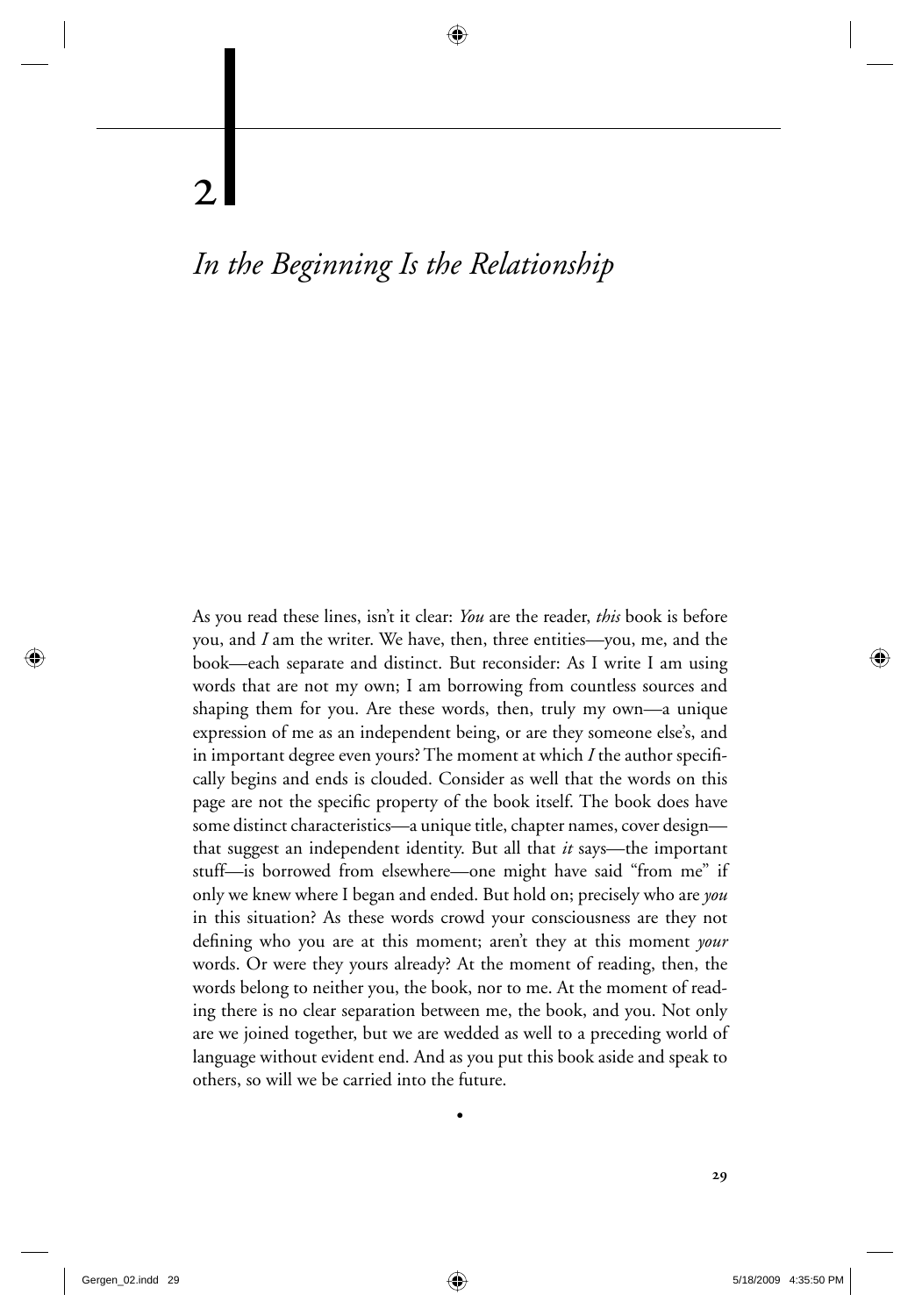# 2

## *In the Beginning Is the Relationship*

As you read these lines, isn't it clear: *You* are the reader, *this* book is before you, and *I* am the writer. We have, then, three entities—you, me, and the book—each separate and distinct. But reconsider: As I write I am using words that are not my own; I am borrowing from countless sources and shaping them for you. Are these words, then, truly my own—a unique expression of me as an independent being, or are they someone else's, and in important degree even yours? The moment at which *I* the author specifically begins and ends is clouded. Consider as well that the words on this page are not the specific property of the book itself. The book does have some distinct characteristics—a unique title, chapter names, cover design—that suggest an independent identity. But all that *it* says—the important stuff—is borrowed from elsewhere—one might have said "from me" if only we knew where I began and ended. But hold on; precisely who are *you* in this situation? As these words crowd your consciousness are they not defining who you are at this moment; aren't they at this moment *your* words. Or were they yours already? At the moment of reading, then, the words belong to neither you, the book, nor to me. At the moment of reading there is no clear separation between me, the book, and you. Not only are we joined together, but we are wedded as well to a preceding world of language without evident end. And as you put this book aside and speak to others, so will we be carried into the future.

•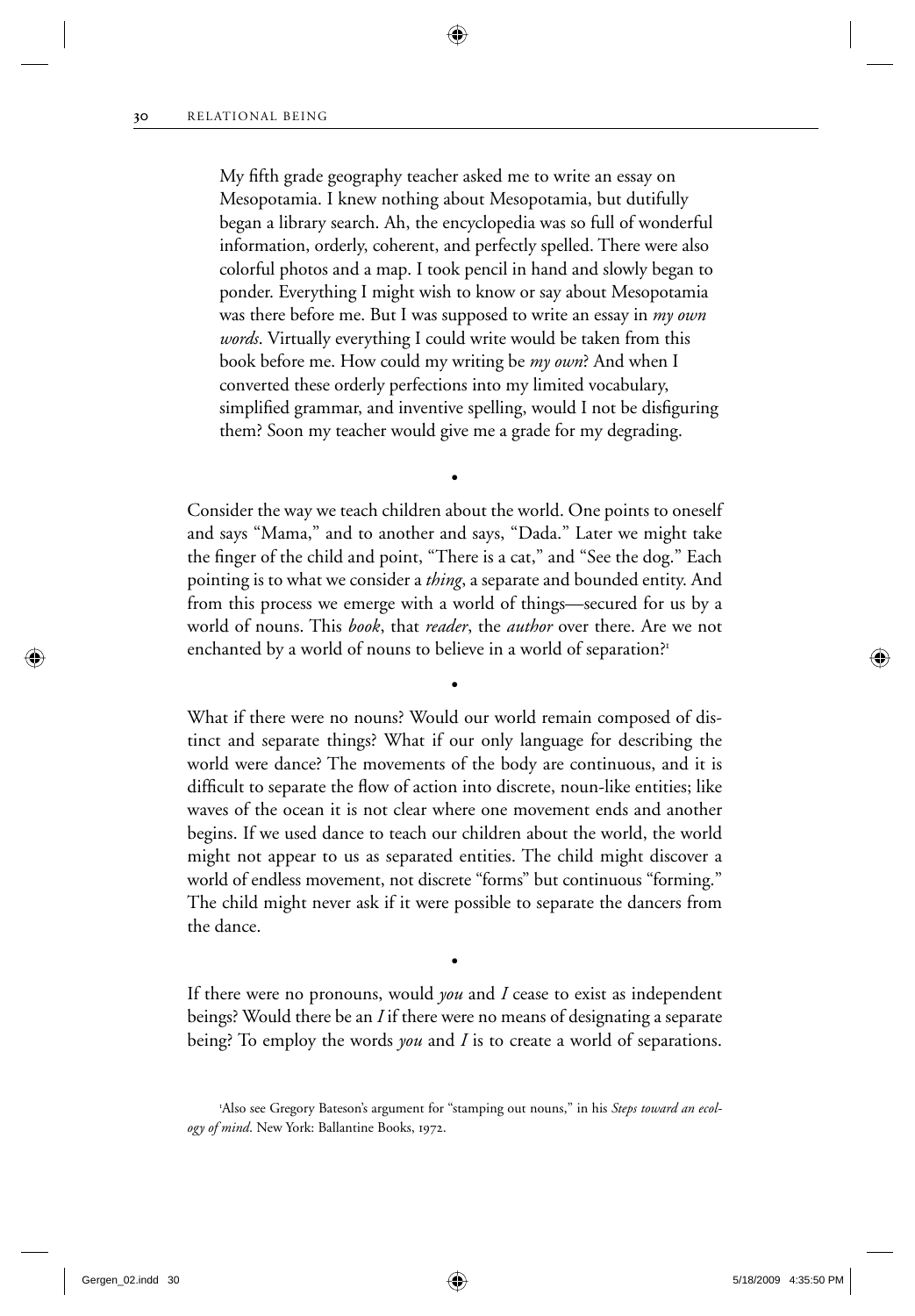My fifth grade geography teacher asked me to write an essay on Mesopotamia. I knew nothing about Mesopotamia, but dutifully began a library search. Ah, the encyclopedia was so full of wonderful information, orderly, coherent, and perfectly spelled. There were also colorful photos and a map. I took pencil in hand and slowly began to ponder. Everything I might wish to know or say about Mesopotamia was there before me. But I was supposed to write an essay in *my own words*. Virtually everything I could write would be taken from this book before me. How could my writing be *my own*? And when I converted these orderly perfections into my limited vocabulary, simplified grammar, and inventive spelling, would I not be disfiguring them? Soon my teacher would give me a grade for my degrading.

•

Consider the way we teach children about the world. One points to oneself and says "Mama," and to another and says, "Dada." Later we might take the finger of the child and point, "There is a cat," and "See the dog." Each pointing is to what we consider a *thing*, a separate and bounded entity. And from this process we emerge with a world of things—secured for us by a world of nouns. This *book*, that *reader*, the *author* over there. Are we not enchanted by a world of nouns to believe in a world of separation?[1]

•

What if there were no nouns? Would our world remain composed of distinct and separate things? What if our only language for describing the world were dance? The movements of the body are continuous, and it is difficult to separate the flow of action into discrete, noun-like entities; like waves of the ocean it is not clear where one movement ends and another begins. If we used dance to teach our children about the world, the world might not appear to us as separated entities. The child might discover a world of endless movement, not discrete "forms" but continuous "forming." The child might never ask if it were possible to separate the dancers from the dance.

•

If there were no pronouns, would *you* and *I* cease to exist as independent beings? Would there be an *I* if there were no means of designating a separate being? To employ the words *you* and *I* is to create a world of separations.

[1]Also see Gregory Bateson's argument for "stamping out nouns," in his *Steps toward an ecology of mind*. New York: Ballantine Books, 1972.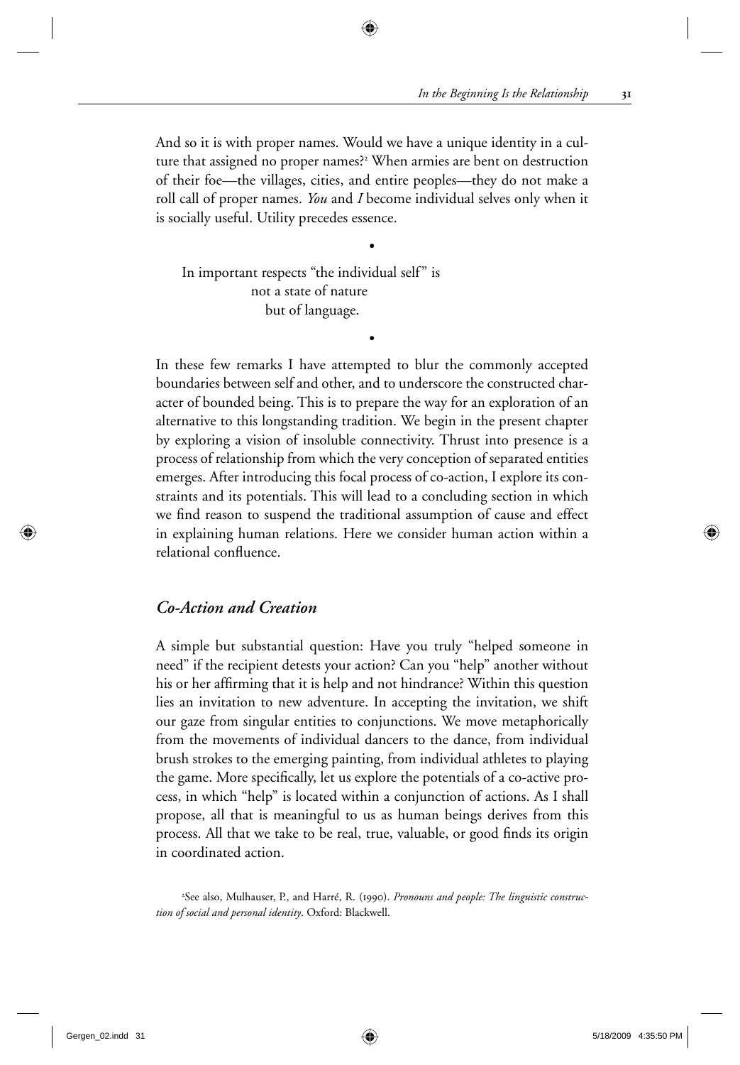And so it is with proper names. Would we have a unique identity in a culture that assigned no proper names?[2] When armies are bent on destruction of their foe—the villages, cities, and entire peoples—they do not make a roll call of proper names. *You* and *I* become individual selves only when it is socially useful. Utility precedes essence.

•

> In important respects "the individual self" is
> not a state of nature
> but of language.

•

In these few remarks I have attempted to blur the commonly accepted boundaries between self and other, and to underscore the constructed character of bounded being. This is to prepare the way for an exploration of an alternative to this longstanding tradition. We begin in the present chapter by exploring a vision of insoluble connectivity. Thrust into presence is a process of relationship from which the very conception of separated entities emerges. After introducing this focal process of co-action, I explore its constraints and its potentials. This will lead to a concluding section in which we find reason to suspend the traditional assumption of cause and effect in explaining human relations. Here we consider human action within a relational confluence.

## *Co-Action and Creation*

A simple but substantial question: Have you truly "helped someone in need" if the recipient detests your action? Can you "help" another without his or her affirming that it is help and not hindrance? Within this question lies an invitation to new adventure. In accepting the invitation, we shift our gaze from singular entities to conjunctions. We move metaphorically from the movements of individual dancers to the dance, from individual brush strokes to the emerging painting, from individual athletes to playing the game. More specifically, let us explore the potentials of a co-active process, in which "help" is located within a conjunction of actions. As I shall propose, all that is meaningful to us as human beings derives from this process. All that we take to be real, true, valuable, or good finds its origin in coordinated action.

[2] See also, Mulhauser, P., and Harré, R. (1990). *Pronouns and people: The linguistic construction of social and personal identity.* Oxford: Blackwell.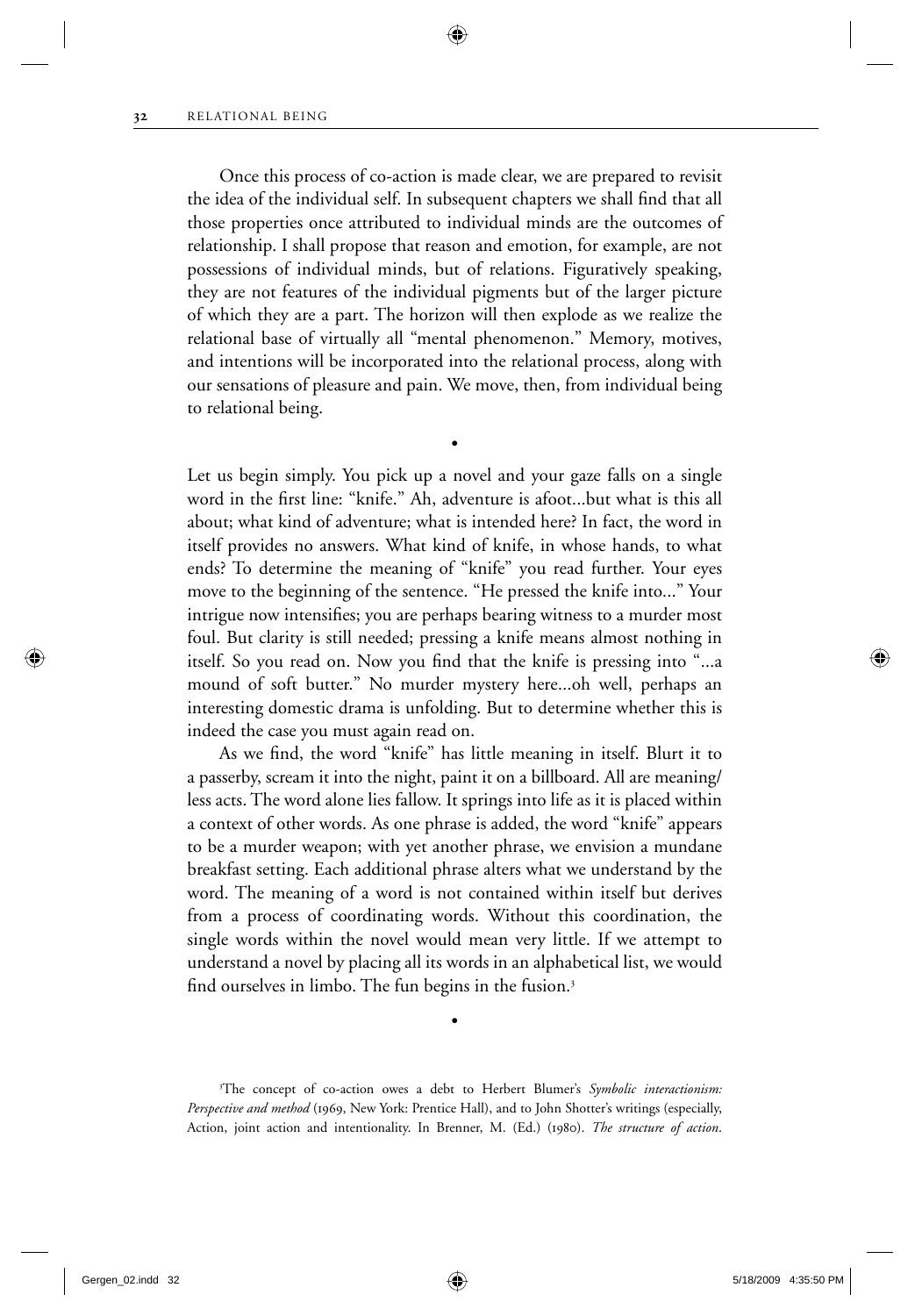Once this process of co-action is made clear, we are prepared to revisit the idea of the individual self. In subsequent chapters we shall find that all those properties once attributed to individual minds are the outcomes of relationship. I shall propose that reason and emotion, for example, are not possessions of individual minds, but of relations. Figuratively speaking, they are not features of the individual pigments but of the larger picture of which they are a part. The horizon will then explode as we realize the relational base of virtually all "mental phenomenon." Memory, motives, and intentions will be incorporated into the relational process, along with our sensations of pleasure and pain. We move, then, from individual being to relational being.

•

Let us begin simply. You pick up a novel and your gaze falls on a single word in the first line: "knife." Ah, adventure is afoot...but what is this all about; what kind of adventure; what is intended here? In fact, the word in itself provides no answers. What kind of knife, in whose hands, to what ends? To determine the meaning of "knife" you read further. Your eyes move to the beginning of the sentence. "He pressed the knife into..." Your intrigue now intensifies; you are perhaps bearing witness to a murder most foul. But clarity is still needed; pressing a knife means almost nothing in itself. So you read on. Now you find that the knife is pressing into "...a mound of soft butter." No murder mystery here...oh well, perhaps an interesting domestic drama is unfolding. But to determine whether this is indeed the case you must again read on.

As we find, the word "knife" has little meaning in itself. Blurt it to a passerby, scream it into the night, paint it on a billboard. All are meaning/less acts. The word alone lies fallow. It springs into life as it is placed within a context of other words. As one phrase is added, the word "knife" appears to be a murder weapon; with yet another phrase, we envision a mundane breakfast setting. Each additional phrase alters what we understand by the word. The meaning of a word is not contained within itself but derives from a process of coordinating words. Without this coordination, the single words within the novel would mean very little. If we attempt to understand a novel by placing all its words in an alphabetical list, we would find ourselves in limbo. The fun begins in the fusion.[3]

•

[3] The concept of co-action owes a debt to Herbert Blumer's *Symbolic interactionism: Perspective and method* (1969, New York: Prentice Hall), and to John Shotter's writings (especially, Action, joint action and intentionality. In Brenner, M. (Ed.) (1980). *The structure of action*.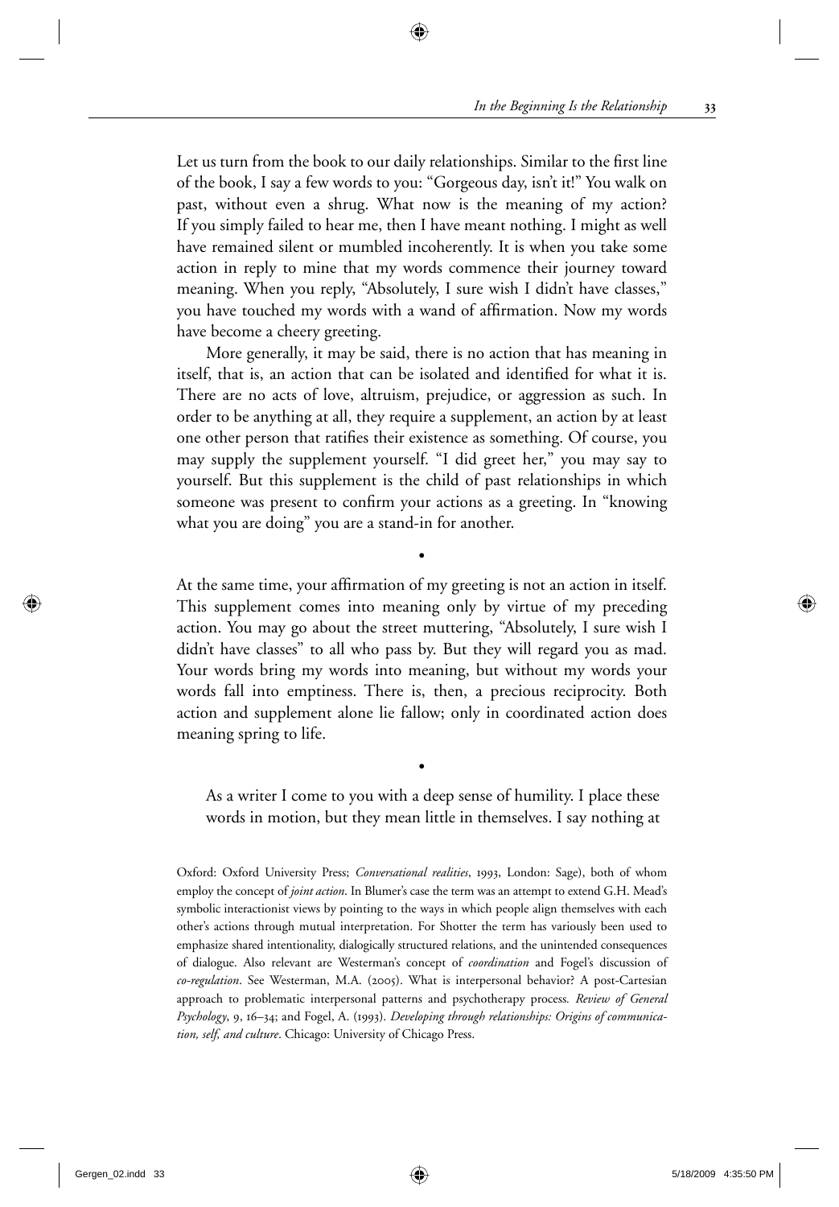Let us turn from the book to our daily relationships. Similar to the first line of the book, I say a few words to you: "Gorgeous day, isn't it!" You walk on past, without even a shrug. What now is the meaning of my action? If you simply failed to hear me, then I have meant nothing. I might as well have remained silent or mumbled incoherently. It is when you take some action in reply to mine that my words commence their journey toward meaning. When you reply, "Absolutely, I sure wish I didn't have classes," you have touched my words with a wand of affirmation. Now my words have become a cheery greeting.

More generally, it may be said, there is no action that has meaning in itself, that is, an action that can be isolated and identified for what it is. There are no acts of love, altruism, prejudice, or aggression as such. In order to be anything at all, they require a supplement, an action by at least one other person that ratifies their existence as something. Of course, you may supply the supplement yourself. "I did greet her," you may say to yourself. But this supplement is the child of past relationships in which someone was present to confirm your actions as a greeting. In "knowing what you are doing" you are a stand-in for another.

•

At the same time, your affirmation of my greeting is not an action in itself. This supplement comes into meaning only by virtue of my preceding action. You may go about the street muttering, "Absolutely, I sure wish I didn't have classes" to all who pass by. But they will regard you as mad. Your words bring my words into meaning, but without my words your words fall into emptiness. There is, then, a precious reciprocity. Both action and supplement alone lie fallow; only in coordinated action does meaning spring to life.

•

> As a writer I come to you with a deep sense of humility. I place these words in motion, but they mean little in themselves. I say nothing at

Oxford: Oxford University Press; *Conversational realities*, 1993, London: Sage), both of whom employ the concept of *joint action*. In Blumer's case the term was an attempt to extend G.H. Mead's symbolic interactionist views by pointing to the ways in which people align themselves with each other's actions through mutual interpretation. For Shotter the term has variously been used to emphasize shared intentionality, dialogically structured relations, and the unintended consequences of dialogue. Also relevant are Westerman's concept of *coordination* and Fogel's discussion of *co-regulation*. See Westerman, M.A. (2005). What is interpersonal behavior? A post-Cartesian approach to problematic interpersonal patterns and psychotherapy process. *Review of General Psychology*, 9, 16–34; and Fogel, A. (1993). *Developing through relationships: Origins of communication, self, and culture*. Chicago: University of Chicago Press.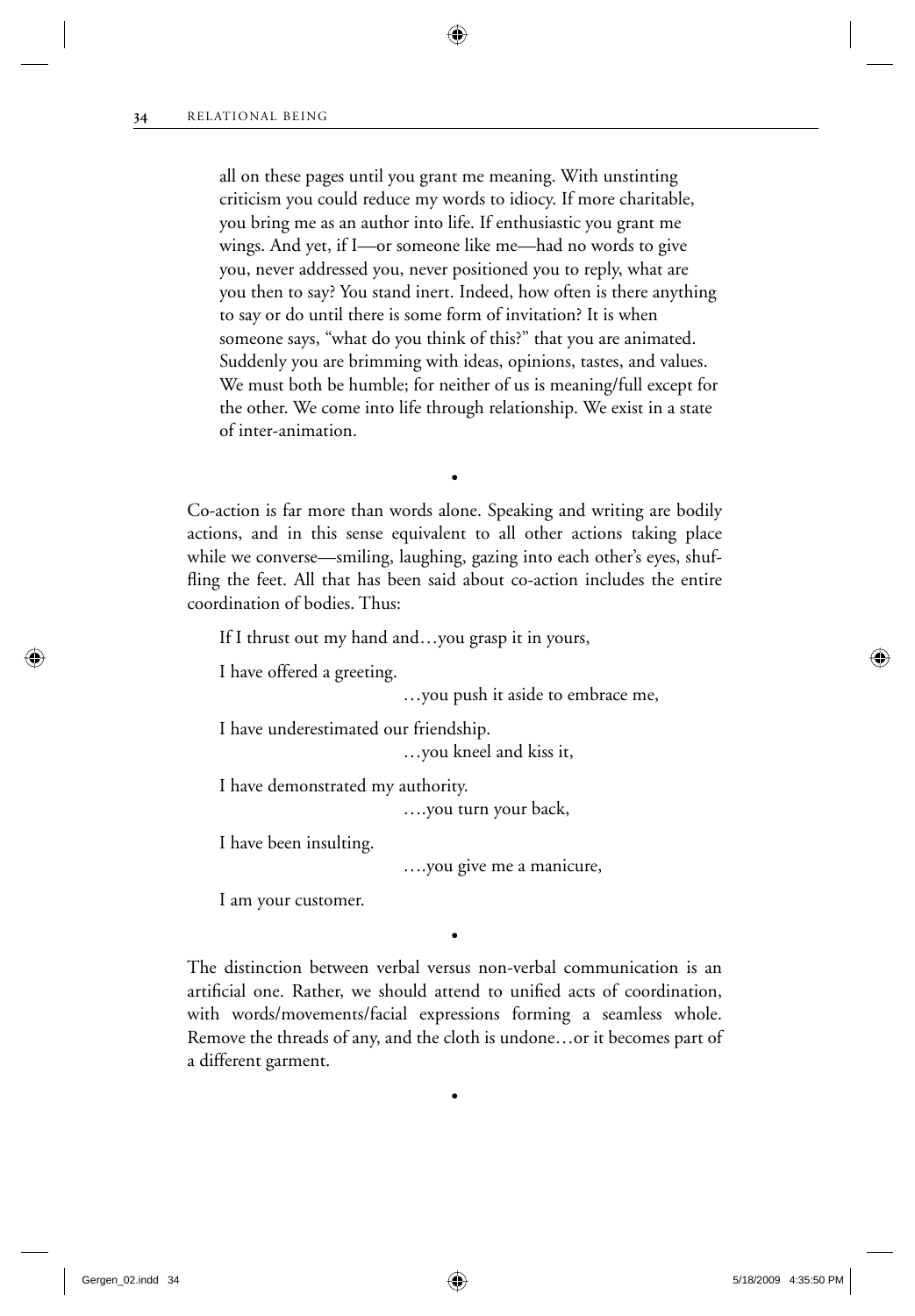> all on these pages until you grant me meaning. With unstinting criticism you could reduce my words to idiocy. If more charitable, you bring me as an author into life. If enthusiastic you grant me wings. And yet, if I—or someone like me—had no words to give you, never addressed you, never positioned you to reply, what are you then to say? You stand inert. Indeed, how often is there anything to say or do until there is some form of invitation? It is when someone says, "what do you think of this?" that you are animated. Suddenly you are brimming with ideas, opinions, tastes, and values. We must both be humble; for neither of us is meaning/full except for the other. We come into life through relationship. We exist in a state of inter-animation.

•

Co-action is far more than words alone. Speaking and writing are bodily actions, and in this sense equivalent to all other actions taking place while we converse—smiling, laughing, gazing into each other's eyes, shuffling the feet. All that has been said about co-action includes the entire coordination of bodies. Thus:

If I thrust out my hand and…you grasp it in yours,

I have offered a greeting.

…you push it aside to embrace me,

I have underestimated our friendship.

…you kneel and kiss it,

I have demonstrated my authority.

….you turn your back,

I have been insulting.

….you give me a manicure,

I am your customer.

•

The distinction between verbal versus non-verbal communication is an artificial one. Rather, we should attend to unified acts of coordination, with words/movements/facial expressions forming a seamless whole. Remove the threads of any, and the cloth is undone…or it becomes part of a different garment.

•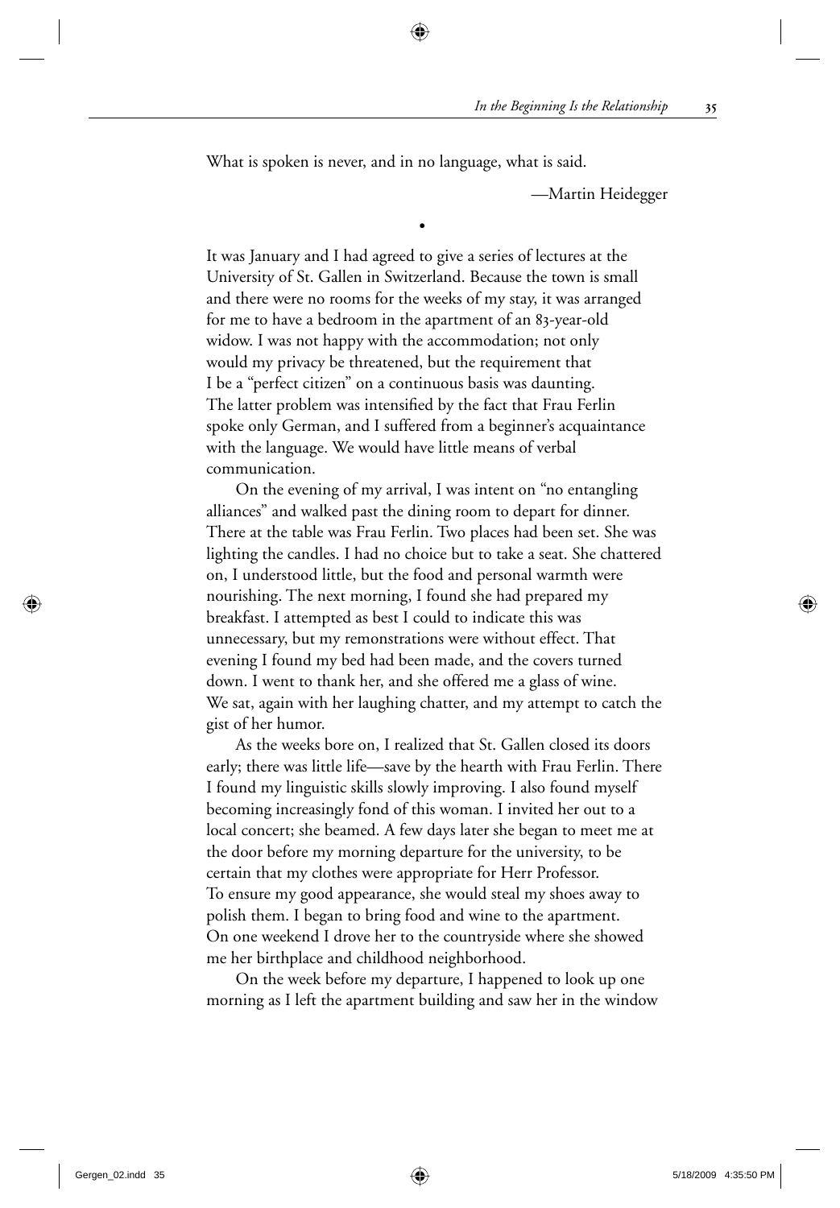What is spoken is never, and in no language, what is said.

—Martin Heidegger

•

It was January and I had agreed to give a series of lectures at the University of St. Gallen in Switzerland. Because the town is small and there were no rooms for the weeks of my stay, it was arranged for me to have a bedroom in the apartment of an 83-year-old widow. I was not happy with the accommodation; not only would my privacy be threatened, but the requirement that I be a "perfect citizen" on a continuous basis was daunting. The latter problem was intensified by the fact that Frau Ferlin spoke only German, and I suffered from a beginner's acquaintance with the language. We would have little means of verbal communication.

On the evening of my arrival, I was intent on "no entangling alliances" and walked past the dining room to depart for dinner. There at the table was Frau Ferlin. Two places had been set. She was lighting the candles. I had no choice but to take a seat. She chattered on, I understood little, but the food and personal warmth were nourishing. The next morning, I found she had prepared my breakfast. I attempted as best I could to indicate this was unnecessary, but my remonstrations were without effect. That evening I found my bed had been made, and the covers turned down. I went to thank her, and she offered me a glass of wine. We sat, again with her laughing chatter, and my attempt to catch the gist of her humor.

As the weeks bore on, I realized that St. Gallen closed its doors early; there was little life—save by the hearth with Frau Ferlin. There I found my linguistic skills slowly improving. I also found myself becoming increasingly fond of this woman. I invited her out to a local concert; she beamed. A few days later she began to meet me at the door before my morning departure for the university, to be certain that my clothes were appropriate for Herr Professor. To ensure my good appearance, she would steal my shoes away to polish them. I began to bring food and wine to the apartment. On one weekend I drove her to the countryside where she showed me her birthplace and childhood neighborhood.

On the week before my departure, I happened to look up one morning as I left the apartment building and saw her in the window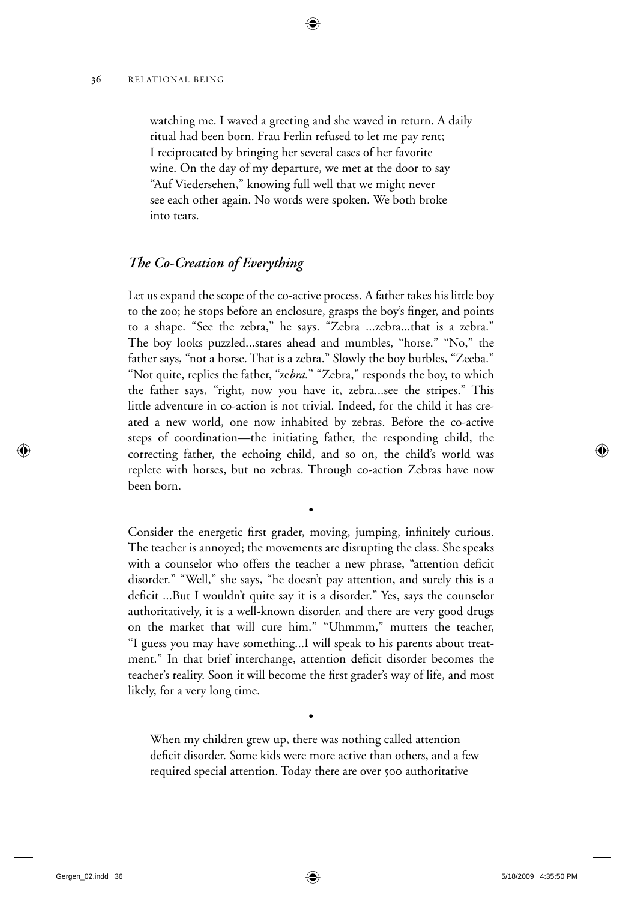watching me. I waved a greeting and she waved in return. A daily ritual had been born. Frau Ferlin refused to let me pay rent; I reciprocated by bringing her several cases of her favorite wine. On the day of my departure, we met at the door to say "Auf Viedersehen," knowing full well that we might never see each other again. No words were spoken. We both broke into tears.

## *The Co-Creation of Everything*

Let us expand the scope of the co-active process. A father takes his little boy to the zoo; he stops before an enclosure, grasps the boy's finger, and points to a shape. "See the zebra," he says. "Zebra ...zebra...that is a zebra." The boy looks puzzled...stares ahead and mumbles, "horse." "No," the father says, "not a horse. That is a zebra." Slowly the boy burbles, "Zeeba." "Not quite, replies the father, "ze*bra*." "Zebra," responds the boy, to which the father says, "right, now you have it, zebra...see the stripes." This little adventure in co-action is not trivial. Indeed, for the child it has created a new world, one now inhabited by zebras. Before the co-active steps of coordination—the initiating father, the responding child, the correcting father, the echoing child, and so on, the child's world was replete with horses, but no zebras. Through co-action Zebras have now been born.

•

Consider the energetic first grader, moving, jumping, infinitely curious. The teacher is annoyed; the movements are disrupting the class. She speaks with a counselor who offers the teacher a new phrase, "attention deficit disorder." "Well," she says, "he doesn't pay attention, and surely this is a deficit ...But I wouldn't quite say it is a disorder." Yes, says the counselor authoritatively, it is a well-known disorder, and there are very good drugs on the market that will cure him." "Uhmmm," mutters the teacher, "I guess you may have something...I will speak to his parents about treatment." In that brief interchange, attention deficit disorder becomes the teacher's reality. Soon it will become the first grader's way of life, and most likely, for a very long time.

•

When my children grew up, there was nothing called attention deficit disorder. Some kids were more active than others, and a few required special attention. Today there are over 500 authoritative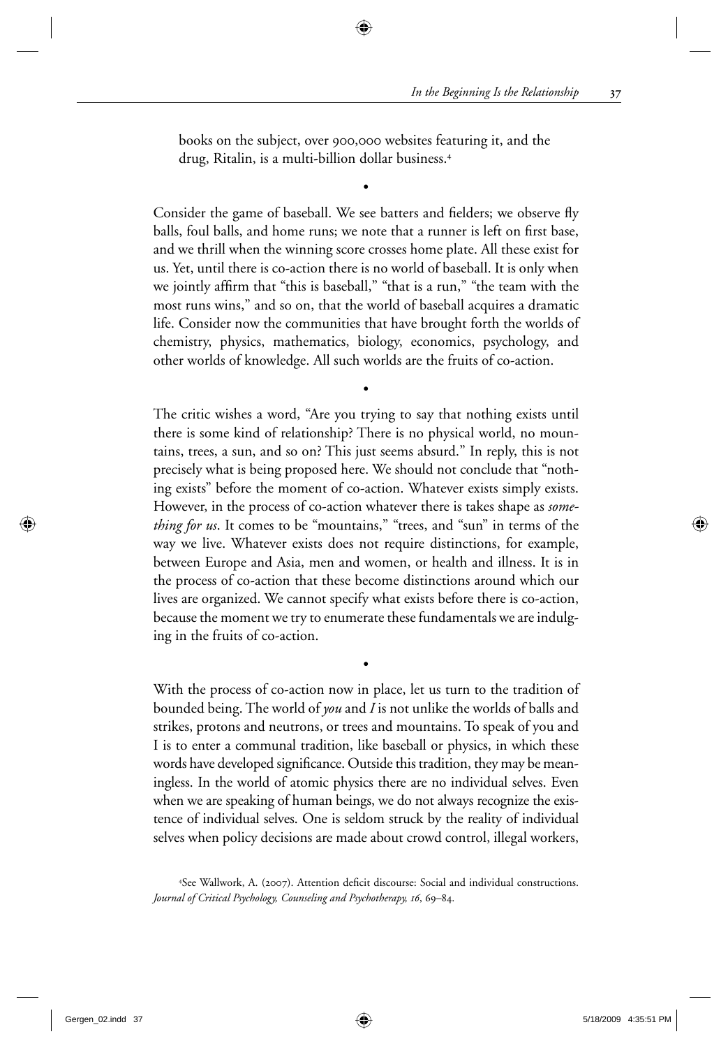books on the subject, over 900,000 websites featuring it, and the drug, Ritalin, is a multi-billion dollar business.[4]

•

Consider the game of baseball. We see batters and fielders; we observe fly balls, foul balls, and home runs; we note that a runner is left on first base, and we thrill when the winning score crosses home plate. All these exist for us. Yet, until there is co-action there is no world of baseball. It is only when we jointly affirm that "this is baseball," "that is a run," "the team with the most runs wins," and so on, that the world of baseball acquires a dramatic life. Consider now the communities that have brought forth the worlds of chemistry, physics, mathematics, biology, economics, psychology, and other worlds of knowledge. All such worlds are the fruits of co-action.

•

The critic wishes a word, "Are you trying to say that nothing exists until there is some kind of relationship? There is no physical world, no mountains, trees, a sun, and so on? This just seems absurd." In reply, this is not precisely what is being proposed here. We should not conclude that "nothing exists" before the moment of co-action. Whatever exists simply exists. However, in the process of co-action whatever there is takes shape as *something for us*. It comes to be "mountains," "trees, and "sun" in terms of the way we live. Whatever exists does not require distinctions, for example, between Europe and Asia, men and women, or health and illness. It is in the process of co-action that these become distinctions around which our lives are organized. We cannot specify what exists before there is co-action, because the moment we try to enumerate these fundamentals we are indulging in the fruits of co-action.

•

With the process of co-action now in place, let us turn to the tradition of bounded being. The world of *you* and *I* is not unlike the worlds of balls and strikes, protons and neutrons, or trees and mountains. To speak of you and I is to enter a communal tradition, like baseball or physics, in which these words have developed significance. Outside this tradition, they may be meaningless. In the world of atomic physics there are no individual selves. Even when we are speaking of human beings, we do not always recognize the existence of individual selves. One is seldom struck by the reality of individual selves when policy decisions are made about crowd control, illegal workers,

[4]See Wallwork, A. (2007). Attention deficit discourse: Social and individual constructions. *Journal of Critical Psychology, Counseling and Psychotherapy, 16*, 69–84.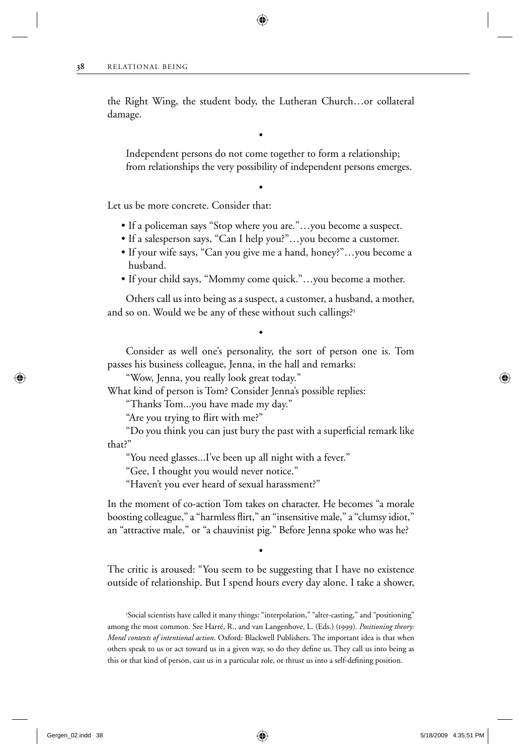the Right Wing, the student body, the Lutheran Church…or collateral damage.

•

> Independent persons do not come together to form a relationship; from relationships the very possibility of independent persons emerges.

•

Let us be more concrete. Consider that:

- If a policeman says "Stop where you are."…you become a suspect.
- If a salesperson says, "Can I help you?"…you become a customer.
- If your wife says, "Can you give me a hand, honey?"…you become a husband.
- If your child says, "Mommy come quick."…you become a mother.

Others call us into being as a suspect, a customer, a husband, a mother, and so on. Would we be any of these without such callings?[5]

•

Consider as well one's personality, the sort of person one is. Tom passes his business colleague, Jenna, in the hall and remarks:

"Wow, Jenna, you really look great today."

What kind of person is Tom? Consider Jenna's possible replies:

"Thanks Tom...you have made my day."

"Are you trying to flirt with me?"

"Do you think you can just bury the past with a superficial remark like that?"

"You need glasses...I've been up all night with a fever."

"Gee, I thought you would never notice."

"Haven't you ever heard of sexual harassment?"

In the moment of co-action Tom takes on character. He becomes "a morale boosting colleague," a "harmless flirt," an "insensitive male," a "clumsy idiot," an "attractive male," or "a chauvinist pig." Before Jenna spoke who was he?

•

The critic is aroused: "You seem to be suggesting that I have no existence outside of relationship. But I spend hours every day alone. I take a shower,

[5] Social scientists have called it many things: "interpolation," "alter-casting," and "positioning" among the most common. See Harré, R., and van Langenhove, L. (Eds.) (1999). *Positioning theory: Moral contexts of intentional action*. Oxford: Blackwell Publishers. The important idea is that when others speak to us or act toward us in a given way, so do they define us. They call us into being as this or that kind of person, cast us in a particular role, or thrust us into a self-defining position.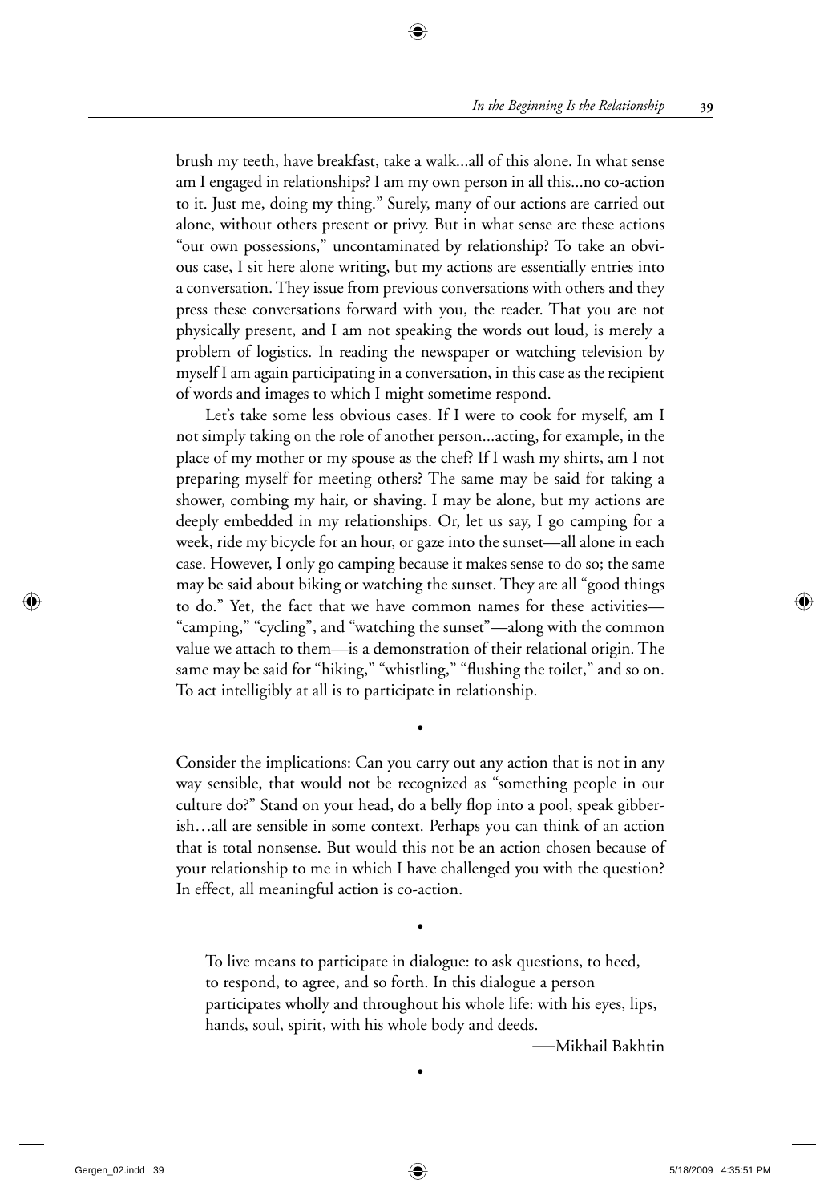brush my teeth, have breakfast, take a walk...all of this alone. In what sense am I engaged in relationships? I am my own person in all this...no co-action to it. Just me, doing my thing." Surely, many of our actions are carried out alone, without others present or privy. But in what sense are these actions "our own possessions," uncontaminated by relationship? To take an obvious case, I sit here alone writing, but my actions are essentially entries into a conversation. They issue from previous conversations with others and they press these conversations forward with you, the reader. That you are not physically present, and I am not speaking the words out loud, is merely a problem of logistics. In reading the newspaper or watching television by myself I am again participating in a conversation, in this case as the recipient of words and images to which I might sometime respond.

Let's take some less obvious cases. If I were to cook for myself, am I not simply taking on the role of another person...acting, for example, in the place of my mother or my spouse as the chef? If I wash my shirts, am I not preparing myself for meeting others? The same may be said for taking a shower, combing my hair, or shaving. I may be alone, but my actions are deeply embedded in my relationships. Or, let us say, I go camping for a week, ride my bicycle for an hour, or gaze into the sunset—all alone in each case. However, I only go camping because it makes sense to do so; the same may be said about biking or watching the sunset. They are all "good things to do." Yet, the fact that we have common names for these activities—"camping," "cycling", and "watching the sunset"—along with the common value we attach to them—is a demonstration of their relational origin. The same may be said for "hiking," "whistling," "flushing the toilet," and so on. To act intelligibly at all is to participate in relationship.

•

Consider the implications: Can you carry out any action that is not in any way sensible, that would not be recognized as "something people in our culture do?" Stand on your head, do a belly flop into a pool, speak gibberish…all are sensible in some context. Perhaps you can think of an action that is total nonsense. But would this not be an action chosen because of your relationship to me in which I have challenged you with the question? In effect, all meaningful action is co-action.

•

> To live means to participate in dialogue: to ask questions, to heed, to respond, to agree, and so forth. In this dialogue a person participates wholly and throughout his whole life: with his eyes, lips, hands, soul, spirit, with his whole body and deeds.
>
> —Mikhail Bakhtin

•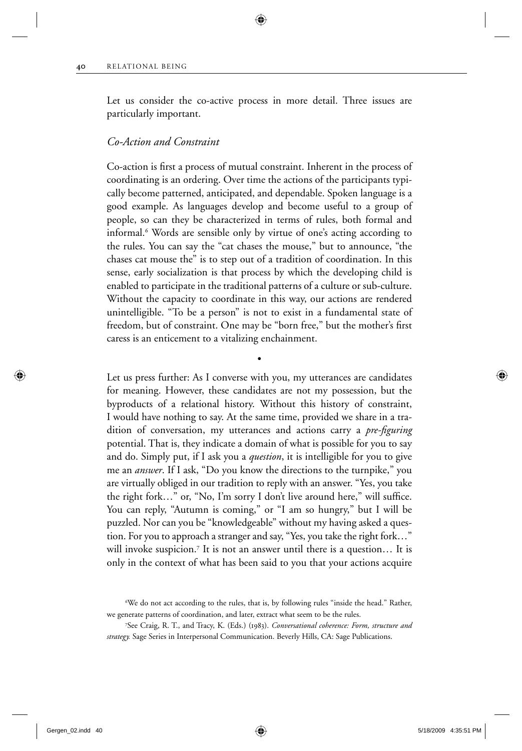Let us consider the co-active process in more detail. Three issues are particularly important.

### *Co-Action and Constraint*

Co-action is first a process of mutual constraint. Inherent in the process of coordinating is an ordering. Over time the actions of the participants typically become patterned, anticipated, and dependable. Spoken language is a good example. As languages develop and become useful to a group of people, so can they be characterized in terms of rules, both formal and informal.[6] Words are sensible only by virtue of one's acting according to the rules. You can say the "cat chases the mouse," but to announce, "the chases cat mouse the" is to step out of a tradition of coordination. In this sense, early socialization is that process by which the developing child is enabled to participate in the traditional patterns of a culture or sub-culture. Without the capacity to coordinate in this way, our actions are rendered unintelligible. "To be a person" is not to exist in a fundamental state of freedom, but of constraint. One may be "born free," but the mother's first caress is an enticement to a vitalizing enchainment.

•

Let us press further: As I converse with you, my utterances are candidates for meaning. However, these candidates are not my possession, but the byproducts of a relational history. Without this history of constraint, I would have nothing to say. At the same time, provided we share in a tradition of conversation, my utterances and actions carry a *pre-figuring* potential. That is, they indicate a domain of what is possible for you to say and do. Simply put, if I ask you a *question*, it is intelligible for you to give me an *answer*. If I ask, "Do you know the directions to the turnpike," you are virtually obliged in our tradition to reply with an answer. "Yes, you take the right fork…" or, "No, I'm sorry I don't live around here," will suffice. You can reply, "Autumn is coming," or "I am so hungry," but I will be puzzled. Nor can you be "knowledgeable" without my having asked a question. For you to approach a stranger and say, "Yes, you take the right fork…" will invoke suspicion.[7] It is not an answer until there is a question… It is only in the context of what has been said to you that your actions acquire

[6] We do not act according to the rules, that is, by following rules "inside the head." Rather, we generate patterns of coordination, and later, extract what seem to be the rules.

[7] See Craig, R. T., and Tracy, K. (Eds.) (1983). *Conversational coherence: Form, structure and strategy.* Sage Series in Interpersonal Communication. Beverly Hills, CA: Sage Publications.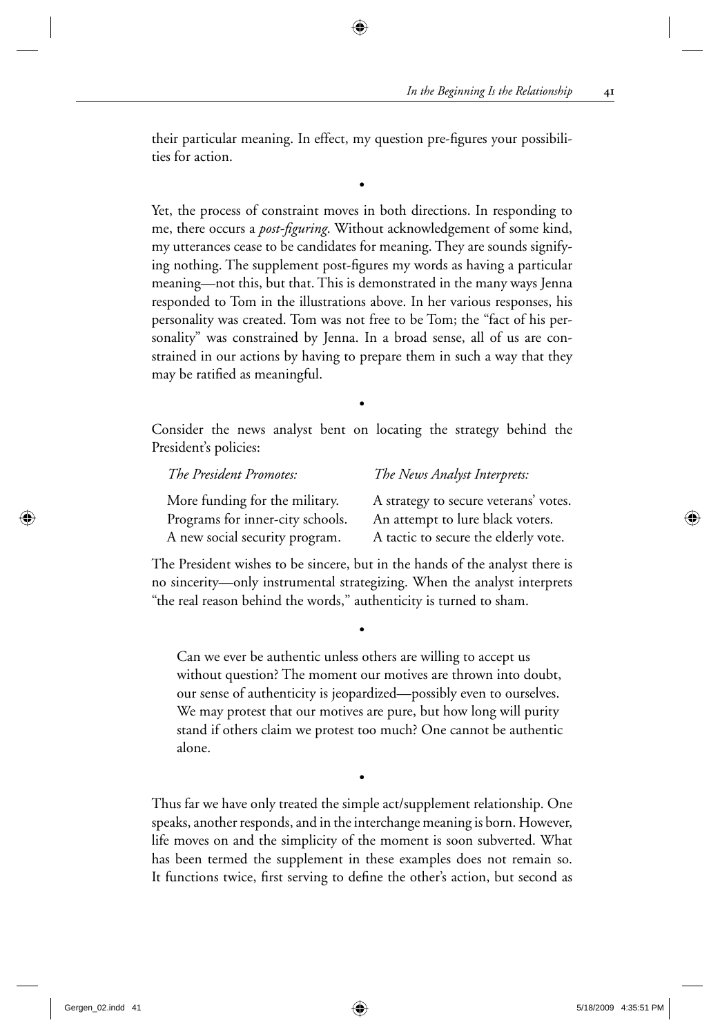their particular meaning. In effect, my question pre-figures your possibilities for action.

•

Yet, the process of constraint moves in both directions. In responding to me, there occurs a *post-figuring*. Without acknowledgement of some kind, my utterances cease to be candidates for meaning. They are sounds signifying nothing. The supplement post-figures my words as having a particular meaning—not this, but that. This is demonstrated in the many ways Jenna responded to Tom in the illustrations above. In her various responses, his personality was created. Tom was not free to be Tom; the "fact of his personality" was constrained by Jenna. In a broad sense, all of us are constrained in our actions by having to prepare them in such a way that they may be ratified as meaningful.

•

Consider the news analyst bent on locating the strategy behind the President's policies:

| *The President Promotes:* | *The News Analyst Interprets:* |
|---|---|
| More funding for the military. | A strategy to secure veterans' votes. |
| Programs for inner-city schools. | An attempt to lure black voters. |
| A new social security program. | A tactic to secure the elderly vote. |

The President wishes to be sincere, but in the hands of the analyst there is no sincerity—only instrumental strategizing. When the analyst interprets "the real reason behind the words," authenticity is turned to sham.

•

> Can we ever be authentic unless others are willing to accept us without question? The moment our motives are thrown into doubt, our sense of authenticity is jeopardized—possibly even to ourselves. We may protest that our motives are pure, but how long will purity stand if others claim we protest too much? One cannot be authentic alone.

•

Thus far we have only treated the simple act/supplement relationship. One speaks, another responds, and in the interchange meaning is born. However, life moves on and the simplicity of the moment is soon subverted. What has been termed the supplement in these examples does not remain so. It functions twice, first serving to define the other's action, but second as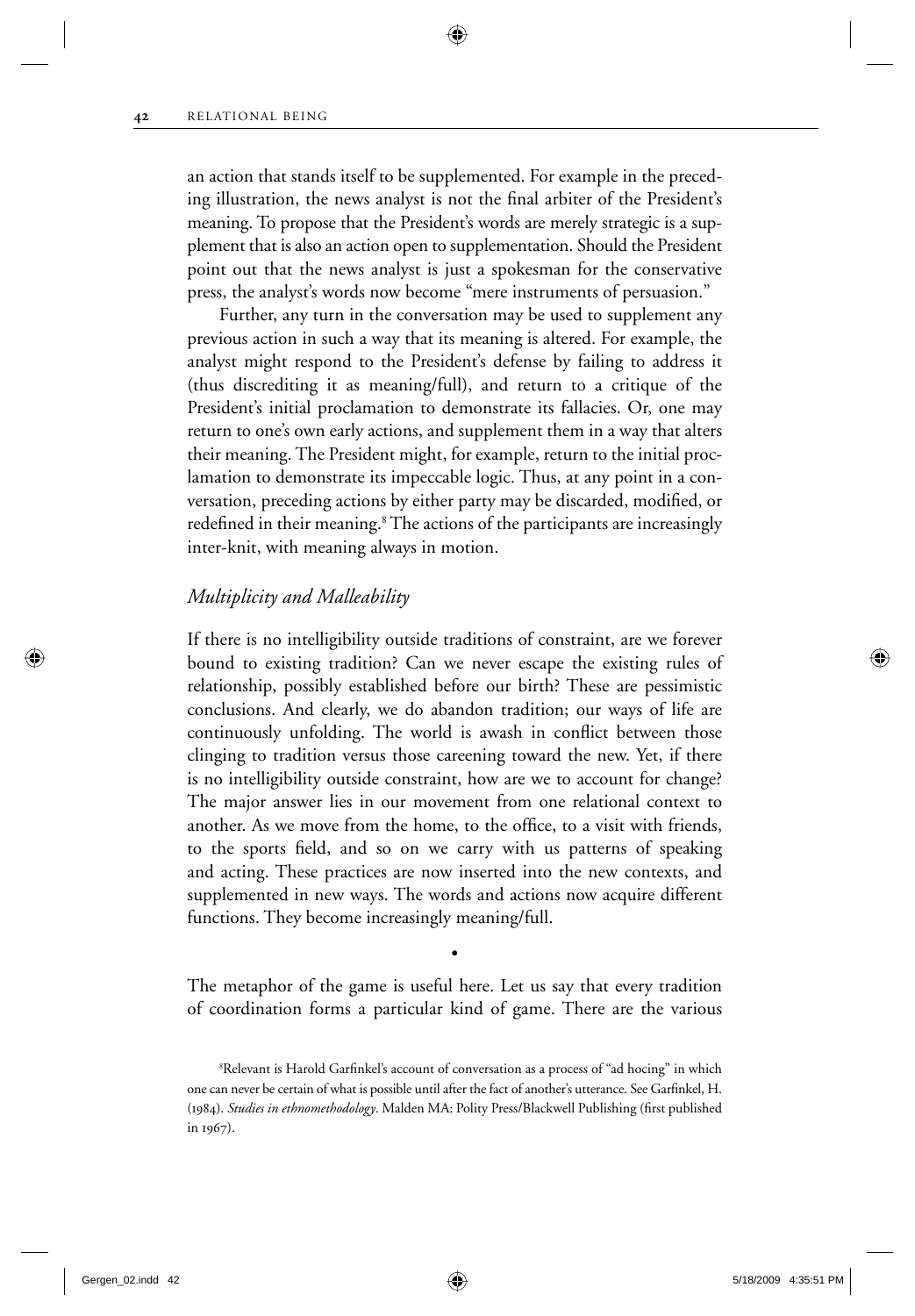an action that stands itself to be supplemented. For example in the preceding illustration, the news analyst is not the final arbiter of the President's meaning. To propose that the President's words are merely strategic is a supplement that is also an action open to supplementation. Should the President point out that the news analyst is just a spokesman for the conservative press, the analyst's words now become "mere instruments of persuasion."

Further, any turn in the conversation may be used to supplement any previous action in such a way that its meaning is altered. For example, the analyst might respond to the President's defense by failing to address it (thus discrediting it as meaning/full), and return to a critique of the President's initial proclamation to demonstrate its fallacies. Or, one may return to one's own early actions, and supplement them in a way that alters their meaning. The President might, for example, return to the initial proclamation to demonstrate its impeccable logic. Thus, at any point in a conversation, preceding actions by either party may be discarded, modified, or redefined in their meaning.[8] The actions of the participants are increasingly inter-knit, with meaning always in motion.

## *Multiplicity and Malleability*

If there is no intelligibility outside traditions of constraint, are we forever bound to existing tradition? Can we never escape the existing rules of relationship, possibly established before our birth? These are pessimistic conclusions. And clearly, we do abandon tradition; our ways of life are continuously unfolding. The world is awash in conflict between those clinging to tradition versus those careening toward the new. Yet, if there is no intelligibility outside constraint, how are we to account for change? The major answer lies in our movement from one relational context to another. As we move from the home, to the office, to a visit with friends, to the sports field, and so on we carry with us patterns of speaking and acting. These practices are now inserted into the new contexts, and supplemented in new ways. The words and actions now acquire different functions. They become increasingly meaning/full.

•

The metaphor of the game is useful here. Let us say that every tradition of coordination forms a particular kind of game. There are the various

[8] Relevant is Harold Garfinkel's account of conversation as a process of "ad hocing" in which one can never be certain of what is possible until after the fact of another's utterance. See Garfinkel, H. (1984). *Studies in ethnomethodology*. Malden MA: Polity Press/Blackwell Publishing (first published in 1967).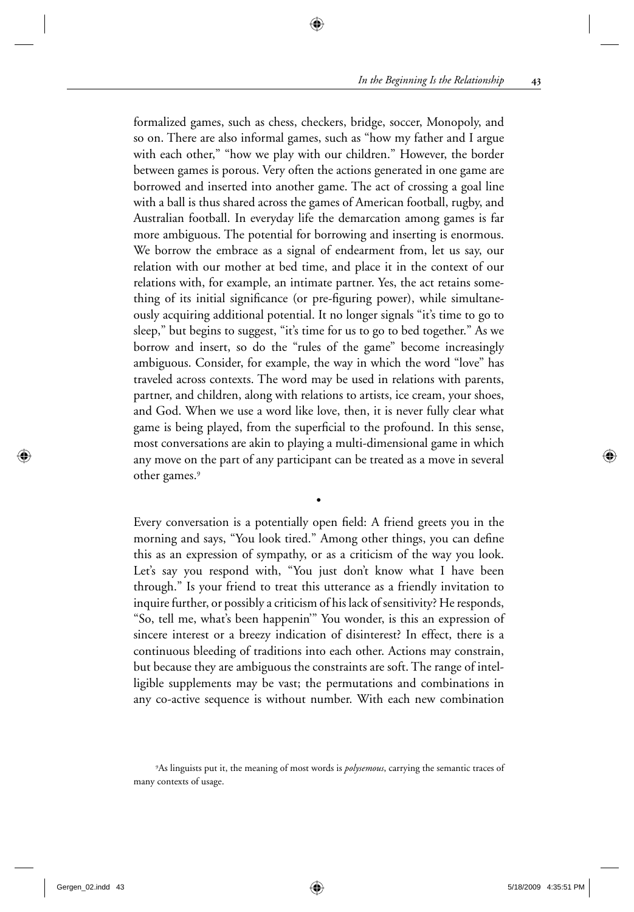formalized games, such as chess, checkers, bridge, soccer, Monopoly, and so on. There are also informal games, such as "how my father and I argue with each other," "how we play with our children." However, the border between games is porous. Very often the actions generated in one game are borrowed and inserted into another game. The act of crossing a goal line with a ball is thus shared across the games of American football, rugby, and Australian football. In everyday life the demarcation among games is far more ambiguous. The potential for borrowing and inserting is enormous. We borrow the embrace as a signal of endearment from, let us say, our relation with our mother at bed time, and place it in the context of our relations with, for example, an intimate partner. Yes, the act retains something of its initial significance (or pre-figuring power), while simultaneously acquiring additional potential. It no longer signals "it's time to go to sleep," but begins to suggest, "it's time for us to go to bed together." As we borrow and insert, so do the "rules of the game" become increasingly ambiguous. Consider, for example, the way in which the word "love" has traveled across contexts. The word may be used in relations with parents, partner, and children, along with relations to artists, ice cream, your shoes, and God. When we use a word like love, then, it is never fully clear what game is being played, from the superficial to the profound. In this sense, most conversations are akin to playing a multi-dimensional game in which any move on the part of any participant can be treated as a move in several other games.[9]

•

Every conversation is a potentially open field: A friend greets you in the morning and says, "You look tired." Among other things, you can define this as an expression of sympathy, or as a criticism of the way you look. Let's say you respond with, "You just don't know what I have been through." Is your friend to treat this utterance as a friendly invitation to inquire further, or possibly a criticism of his lack of sensitivity? He responds, "So, tell me, what's been happenin'" You wonder, is this an expression of sincere interest or a breezy indication of disinterest? In effect, there is a continuous bleeding of traditions into each other. Actions may constrain, but because they are ambiguous the constraints are soft. The range of intelligible supplements may be vast; the permutations and combinations in any co-active sequence is without number. With each new combination

[9]As linguists put it, the meaning of most words is *polysemous*, carrying the semantic traces of many contexts of usage.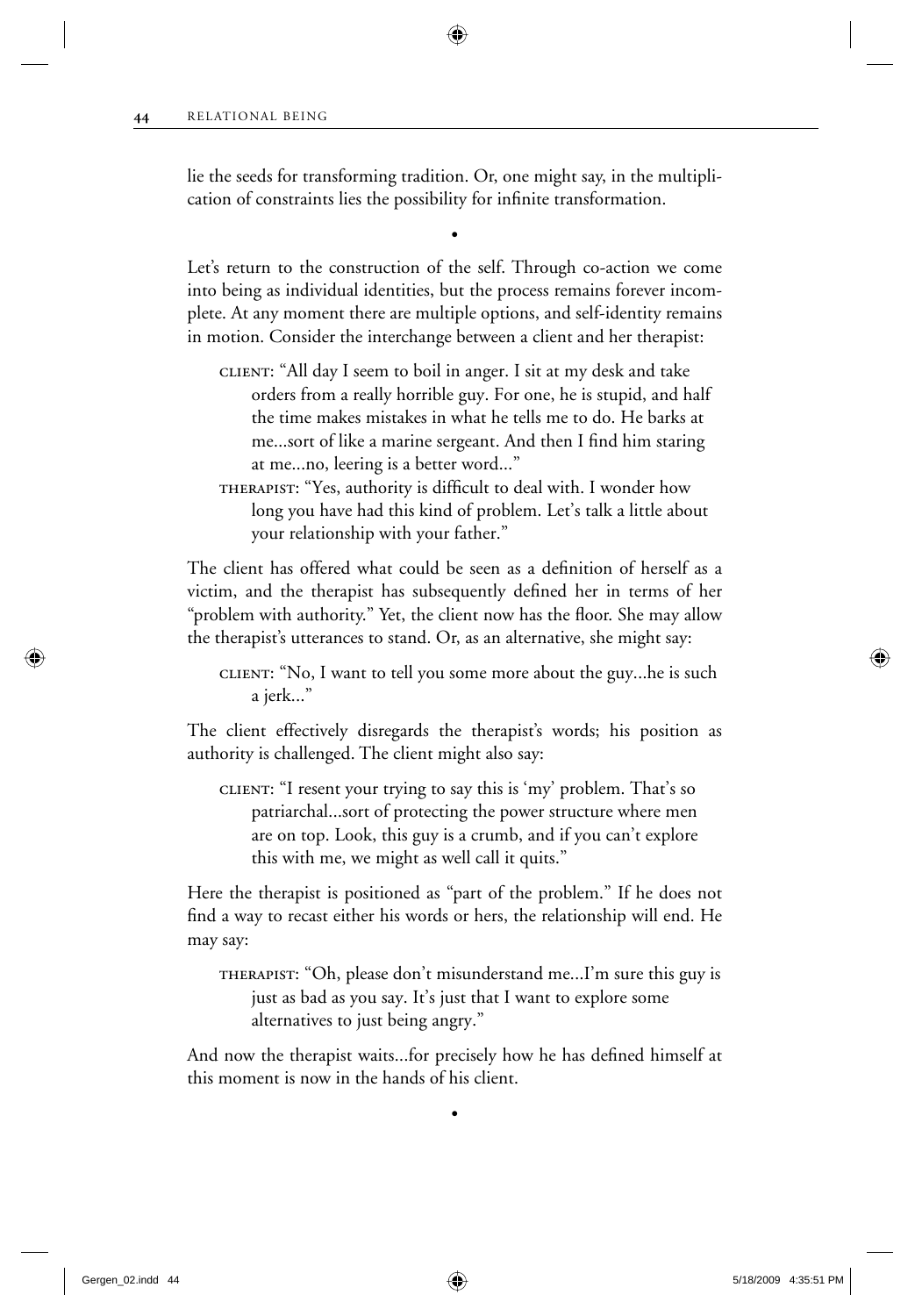lie the seeds for transforming tradition. Or, one might say, in the multiplication of constraints lies the possibility for infinite transformation.

•

Let's return to the construction of the self. Through co-action we come into being as individual identities, but the process remains forever incomplete. At any moment there are multiple options, and self-identity remains in motion. Consider the interchange between a client and her therapist:

> CLIENT: "All day I seem to boil in anger. I sit at my desk and take orders from a really horrible guy. For one, he is stupid, and half the time makes mistakes in what he tells me to do. He barks at me...sort of like a marine sergeant. And then I find him staring at me...no, leering is a better word..."
>
> THERAPIST: "Yes, authority is difficult to deal with. I wonder how long you have had this kind of problem. Let's talk a little about your relationship with your father."

The client has offered what could be seen as a definition of herself as a victim, and the therapist has subsequently defined her in terms of her "problem with authority." Yet, the client now has the floor. She may allow the therapist's utterances to stand. Or, as an alternative, she might say:

> CLIENT: "No, I want to tell you some more about the guy...he is such a jerk..."

The client effectively disregards the therapist's words; his position as authority is challenged. The client might also say:

> CLIENT: "I resent your trying to say this is 'my' problem. That's so patriarchal...sort of protecting the power structure where men are on top. Look, this guy is a crumb, and if you can't explore this with me, we might as well call it quits."

Here the therapist is positioned as "part of the problem." If he does not find a way to recast either his words or hers, the relationship will end. He may say:

> THERAPIST: "Oh, please don't misunderstand me...I'm sure this guy is just as bad as you say. It's just that I want to explore some alternatives to just being angry."

And now the therapist waits...for precisely how he has defined himself at this moment is now in the hands of his client.

•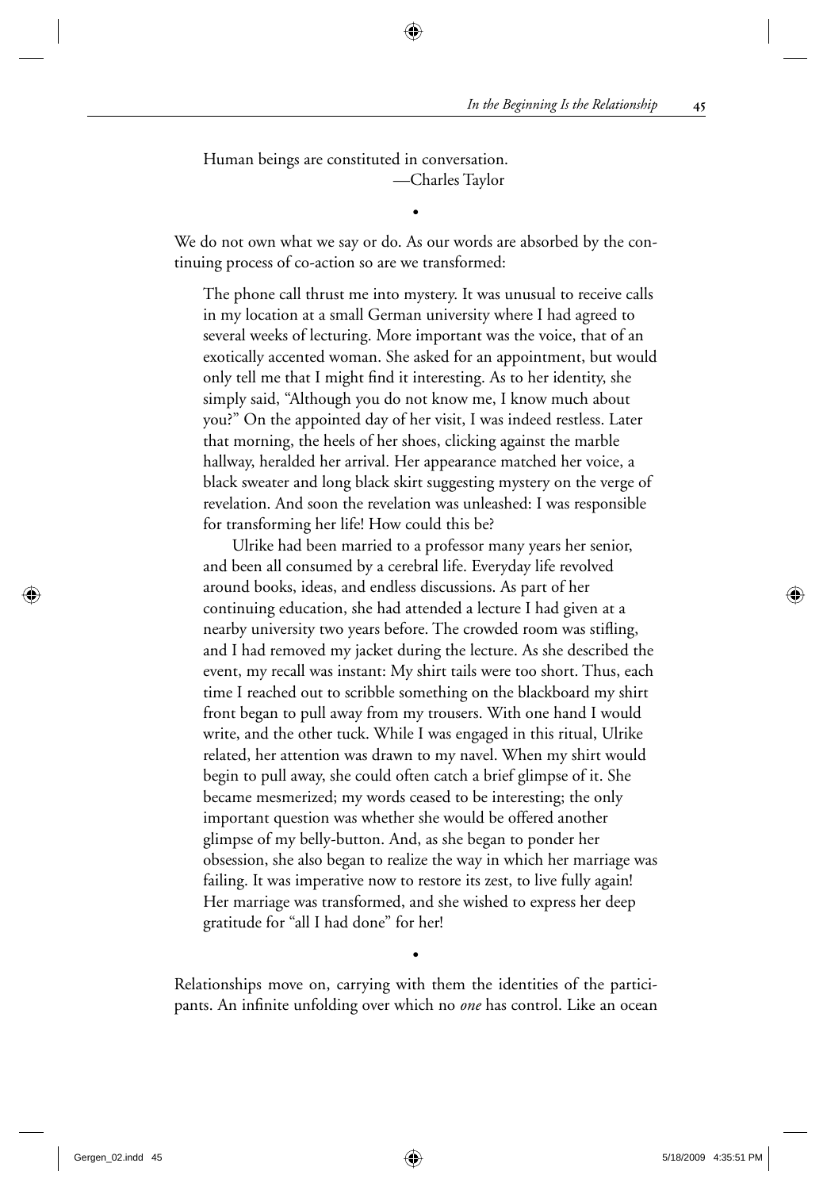Human beings are constituted in conversation.

—Charles Taylor

•

We do not own what we say or do. As our words are absorbed by the continuing process of co-action so are we transformed:

> The phone call thrust me into mystery. It was unusual to receive calls in my location at a small German university where I had agreed to several weeks of lecturing. More important was the voice, that of an exotically accented woman. She asked for an appointment, but would only tell me that I might find it interesting. As to her identity, she simply said, "Although you do not know me, I know much about you?" On the appointed day of her visit, I was indeed restless. Later that morning, the heels of her shoes, clicking against the marble hallway, heralded her arrival. Her appearance matched her voice, a black sweater and long black skirt suggesting mystery on the verge of revelation. And soon the revelation was unleashed: I was responsible for transforming her life! How could this be?
>
> Ulrike had been married to a professor many years her senior, and been all consumed by a cerebral life. Everyday life revolved around books, ideas, and endless discussions. As part of her continuing education, she had attended a lecture I had given at a nearby university two years before. The crowded room was stifling, and I had removed my jacket during the lecture. As she described the event, my recall was instant: My shirt tails were too short. Thus, each time I reached out to scribble something on the blackboard my shirt front began to pull away from my trousers. With one hand I would write, and the other tuck. While I was engaged in this ritual, Ulrike related, her attention was drawn to my navel. When my shirt would begin to pull away, she could often catch a brief glimpse of it. She became mesmerized; my words ceased to be interesting; the only important question was whether she would be offered another glimpse of my belly-button. And, as she began to ponder her obsession, she also began to realize the way in which her marriage was failing. It was imperative now to restore its zest, to live fully again! Her marriage was transformed, and she wished to express her deep gratitude for "all I had done" for her!

•

Relationships move on, carrying with them the identities of the participants. An infinite unfolding over which no *one* has control. Like an ocean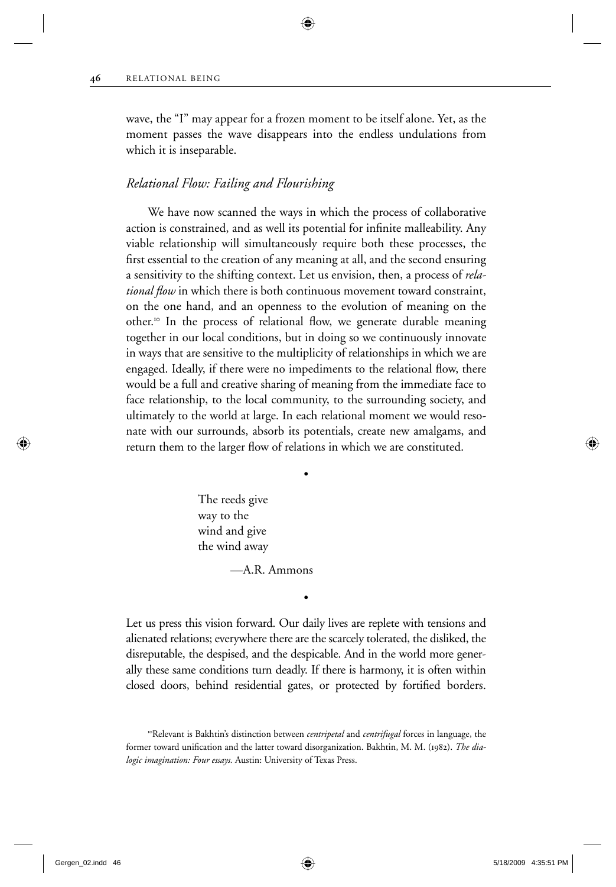wave, the "I" may appear for a frozen moment to be itself alone. Yet, as the moment passes the wave disappears into the endless undulations from which it is inseparable.

### *Relational Flow: Failing and Flourishing*

We have now scanned the ways in which the process of collaborative action is constrained, and as well its potential for infinite malleability. Any viable relationship will simultaneously require both these processes, the first essential to the creation of any meaning at all, and the second ensuring a sensitivity to the shifting context. Let us envision, then, a process of *relational flow* in which there is both continuous movement toward constraint, on the one hand, and an openness to the evolution of meaning on the other.[10] In the process of relational flow, we generate durable meaning together in our local conditions, but in doing so we continuously innovate in ways that are sensitive to the multiplicity of relationships in which we are engaged. Ideally, if there were no impediments to the relational flow, there would be a full and creative sharing of meaning from the immediate face to face relationship, to the local community, to the surrounding society, and ultimately to the world at large. In each relational moment we would resonate with our surrounds, absorb its potentials, create new amalgams, and return them to the larger flow of relations in which we are constituted.

•

> The reeds give
> way to the
> wind and give
> the wind away
>
> —A.R. Ammons

•

Let us press this vision forward. Our daily lives are replete with tensions and alienated relations; everywhere there are the scarcely tolerated, the disliked, the disreputable, the despised, and the despicable. And in the world more generally these same conditions turn deadly. If there is harmony, it is often within closed doors, behind residential gates, or protected by fortified borders.

[10] Relevant is Bakhtin's distinction between *centripetal* and *centrifugal* forces in language, the former toward unification and the latter toward disorganization. Bakhtin, M. M. (1982). *The dialogic imagination: Four essays.* Austin: University of Texas Press.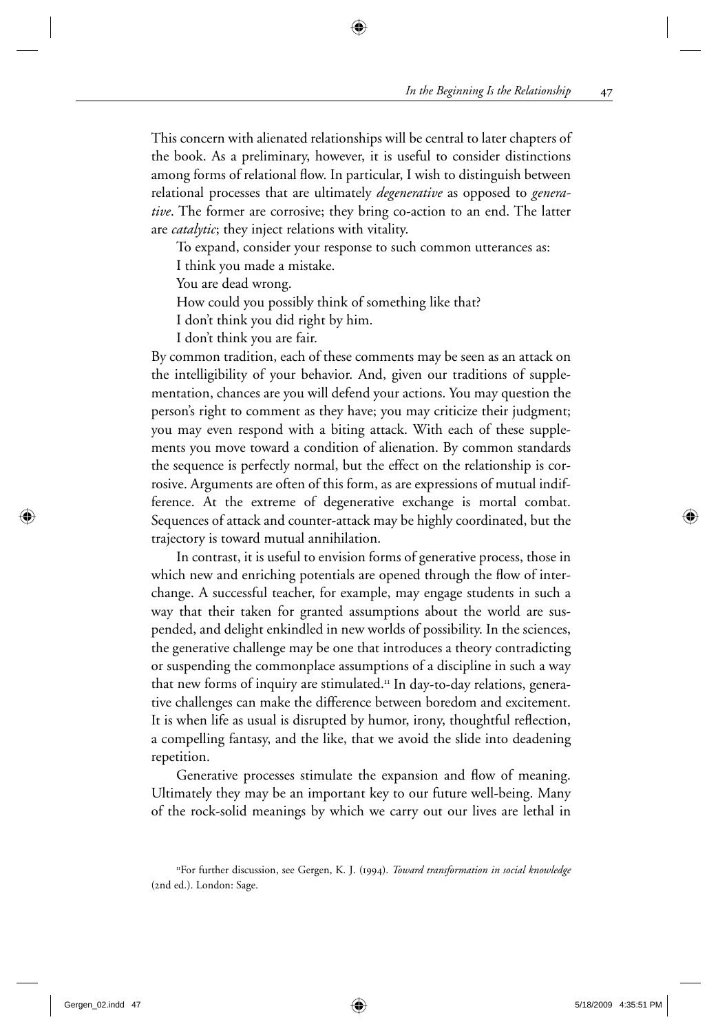This concern with alienated relationships will be central to later chapters of the book. As a preliminary, however, it is useful to consider distinctions among forms of relational flow. In particular, I wish to distinguish between relational processes that are ultimately *degenerative* as opposed to *generative*. The former are corrosive; they bring co-action to an end. The latter are *catalytic*; they inject relations with vitality.

To expand, consider your response to such common utterances as:

I think you made a mistake.

You are dead wrong.

How could you possibly think of something like that?

I don't think you did right by him.

I don't think you are fair.

By common tradition, each of these comments may be seen as an attack on the intelligibility of your behavior. And, given our traditions of supplementation, chances are you will defend your actions. You may question the person's right to comment as they have; you may criticize their judgment; you may even respond with a biting attack. With each of these supplements you move toward a condition of alienation. By common standards the sequence is perfectly normal, but the effect on the relationship is corrosive. Arguments are often of this form, as are expressions of mutual indifference. At the extreme of degenerative exchange is mortal combat. Sequences of attack and counter-attack may be highly coordinated, but the trajectory is toward mutual annihilation.

In contrast, it is useful to envision forms of generative process, those in which new and enriching potentials are opened through the flow of interchange. A successful teacher, for example, may engage students in such a way that their taken for granted assumptions about the world are suspended, and delight enkindled in new worlds of possibility. In the sciences, the generative challenge may be one that introduces a theory contradicting or suspending the commonplace assumptions of a discipline in such a way that new forms of inquiry are stimulated.[11] In day-to-day relations, generative challenges can make the difference between boredom and excitement. It is when life as usual is disrupted by humor, irony, thoughtful reflection, a compelling fantasy, and the like, that we avoid the slide into deadening repetition.

Generative processes stimulate the expansion and flow of meaning. Ultimately they may be an important key to our future well-being. Many of the rock-solid meanings by which we carry out our lives are lethal in

[11] For further discussion, see Gergen, K. J. (1994). *Toward transformation in social knowledge* (2nd ed.). London: Sage.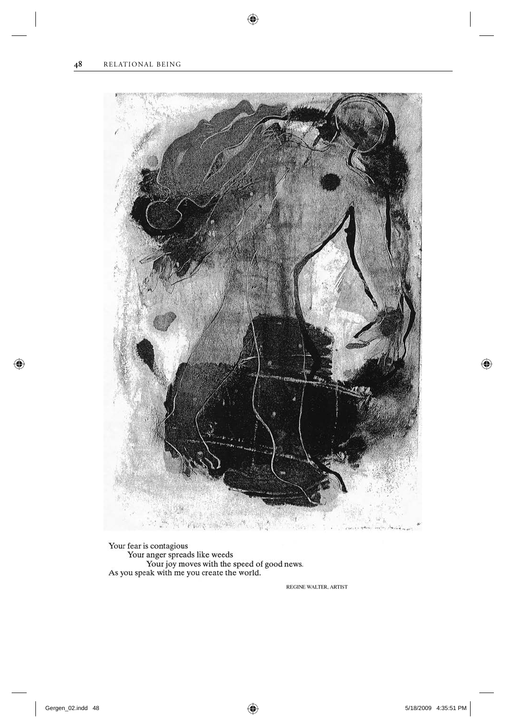Your fear is contagious
    Your anger spreads like weeds
        Your joy moves with the speed of good news.
As you speak with me you create the world.

REGINE WALTER, ARTIST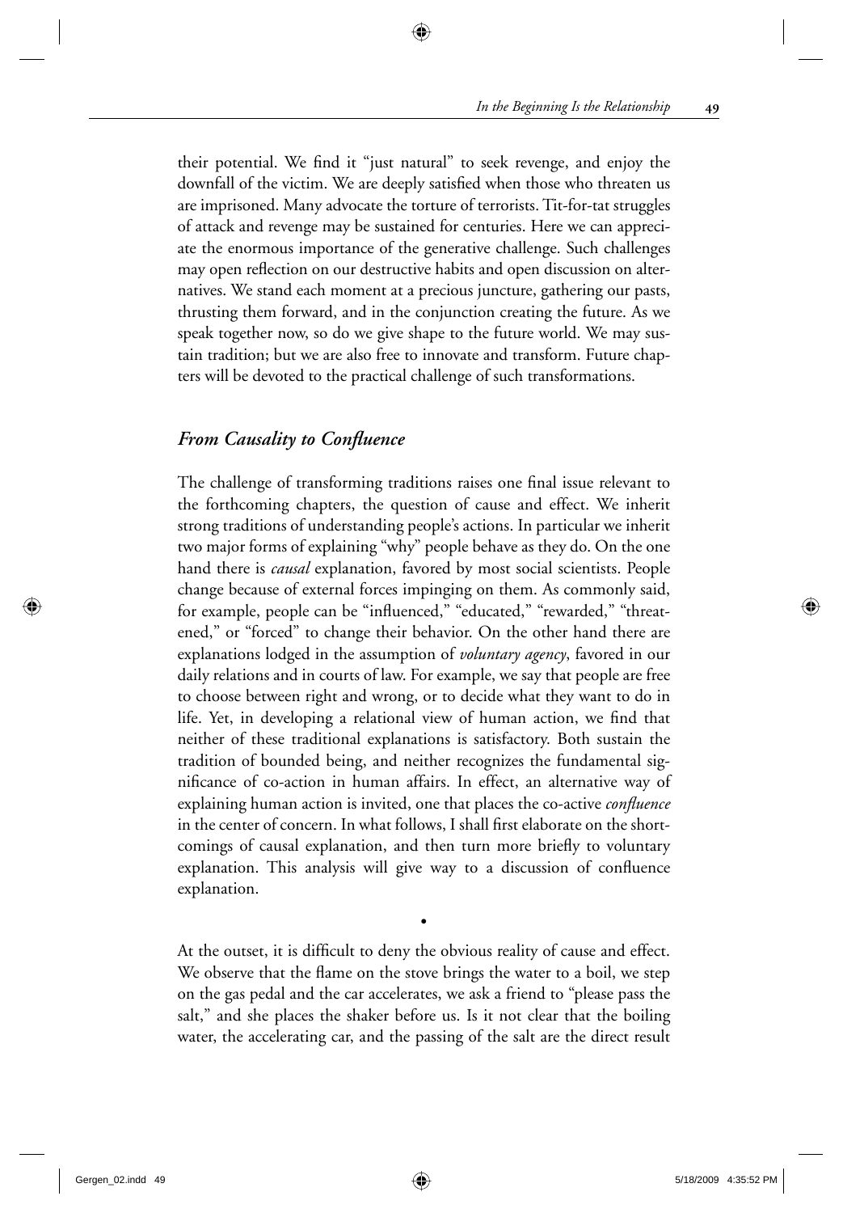their potential. We find it "just natural" to seek revenge, and enjoy the downfall of the victim. We are deeply satisfied when those who threaten us are imprisoned. Many advocate the torture of terrorists. Tit-for-tat struggles of attack and revenge may be sustained for centuries. Here we can appreciate the enormous importance of the generative challenge. Such challenges may open reflection on our destructive habits and open discussion on alternatives. We stand each moment at a precious juncture, gathering our pasts, thrusting them forward, and in the conjunction creating the future. As we speak together now, so do we give shape to the future world. We may sustain tradition; but we are also free to innovate and transform. Future chapters will be devoted to the practical challenge of such transformations.

## *From Causality to Confluence*

The challenge of transforming traditions raises one final issue relevant to the forthcoming chapters, the question of cause and effect. We inherit strong traditions of understanding people's actions. In particular we inherit two major forms of explaining "why" people behave as they do. On the one hand there is *causal* explanation, favored by most social scientists. People change because of external forces impinging on them. As commonly said, for example, people can be "influenced," "educated," "rewarded," "threatened," or "forced" to change their behavior. On the other hand there are explanations lodged in the assumption of *voluntary agency*, favored in our daily relations and in courts of law. For example, we say that people are free to choose between right and wrong, or to decide what they want to do in life. Yet, in developing a relational view of human action, we find that neither of these traditional explanations is satisfactory. Both sustain the tradition of bounded being, and neither recognizes the fundamental significance of co-action in human affairs. In effect, an alternative way of explaining human action is invited, one that places the co-active *confluence* in the center of concern. In what follows, I shall first elaborate on the shortcomings of causal explanation, and then turn more briefly to voluntary explanation. This analysis will give way to a discussion of confluence explanation.

•

At the outset, it is difficult to deny the obvious reality of cause and effect. We observe that the flame on the stove brings the water to a boil, we step on the gas pedal and the car accelerates, we ask a friend to "please pass the salt," and she places the shaker before us. Is it not clear that the boiling water, the accelerating car, and the passing of the salt are the direct result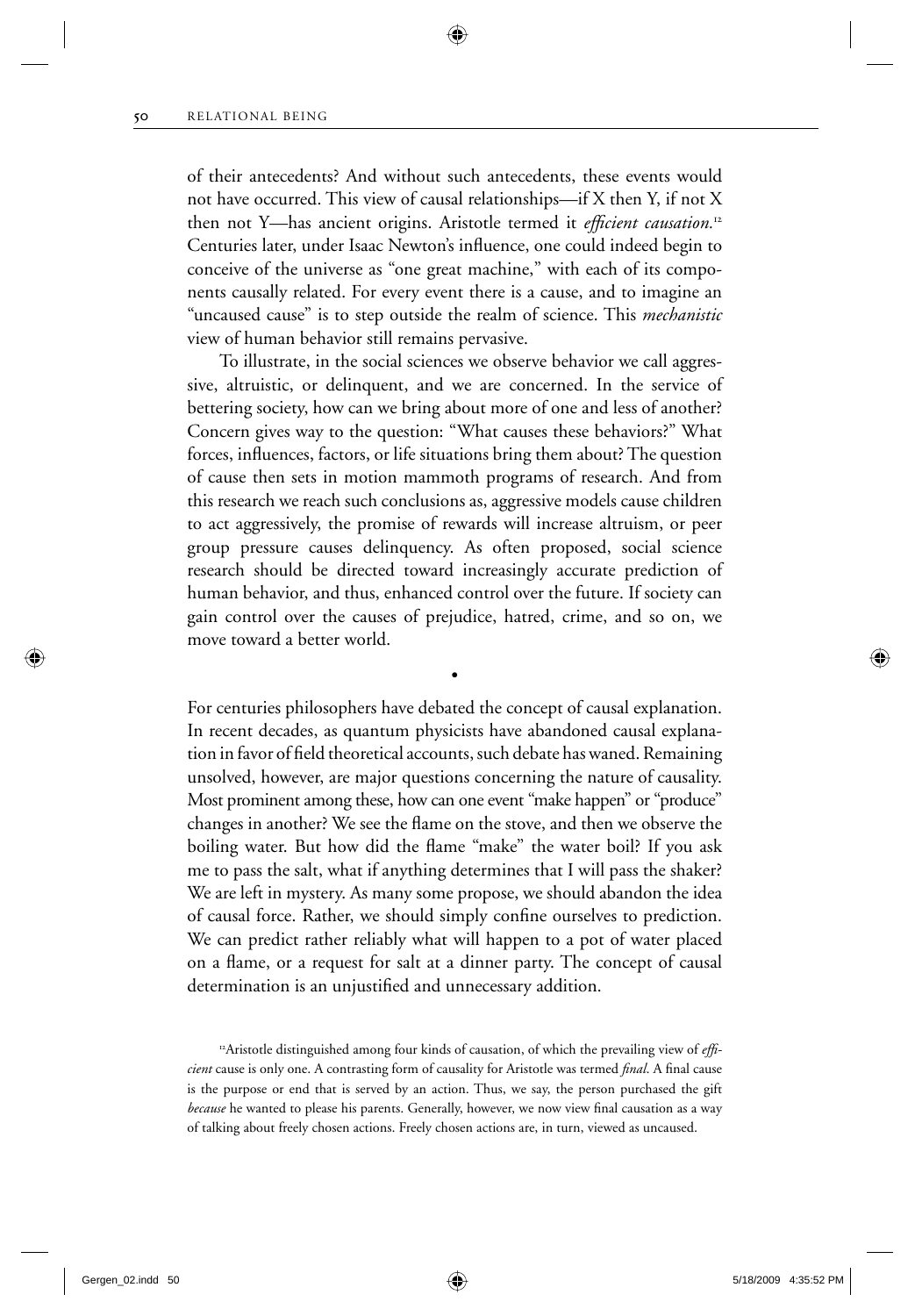of their antecedents? And without such antecedents, these events would not have occurred. This view of causal relationships—if X then Y, if not X then not Y—has ancient origins. Aristotle termed it *efficient causation.*[12] Centuries later, under Isaac Newton's influence, one could indeed begin to conceive of the universe as "one great machine," with each of its components causally related. For every event there is a cause, and to imagine an "uncaused cause" is to step outside the realm of science. This *mechanistic* view of human behavior still remains pervasive.

To illustrate, in the social sciences we observe behavior we call aggressive, altruistic, or delinquent, and we are concerned. In the service of bettering society, how can we bring about more of one and less of another? Concern gives way to the question: "What causes these behaviors?" What forces, influences, factors, or life situations bring them about? The question of cause then sets in motion mammoth programs of research. And from this research we reach such conclusions as, aggressive models cause children to act aggressively, the promise of rewards will increase altruism, or peer group pressure causes delinquency. As often proposed, social science research should be directed toward increasingly accurate prediction of human behavior, and thus, enhanced control over the future. If society can gain control over the causes of prejudice, hatred, crime, and so on, we move toward a better world.

•

For centuries philosophers have debated the concept of causal explanation. In recent decades, as quantum physicists have abandoned causal explanation in favor of field theoretical accounts, such debate has waned. Remaining unsolved, however, are major questions concerning the nature of causality. Most prominent among these, how can one event "make happen" or "produce" changes in another? We see the flame on the stove, and then we observe the boiling water. But how did the flame "make" the water boil? If you ask me to pass the salt, what if anything determines that I will pass the shaker? We are left in mystery. As many some propose, we should abandon the idea of causal force. Rather, we should simply confine ourselves to prediction. We can predict rather reliably what will happen to a pot of water placed on a flame, or a request for salt at a dinner party. The concept of causal determination is an unjustified and unnecessary addition.

[12]Aristotle distinguished among four kinds of causation, of which the prevailing view of *efficient* cause is only one. A contrasting form of causality for Aristotle was termed *final*. A final cause is the purpose or end that is served by an action. Thus, we say, the person purchased the gift *because* he wanted to please his parents. Generally, however, we now view final causation as a way of talking about freely chosen actions. Freely chosen actions are, in turn, viewed as uncaused.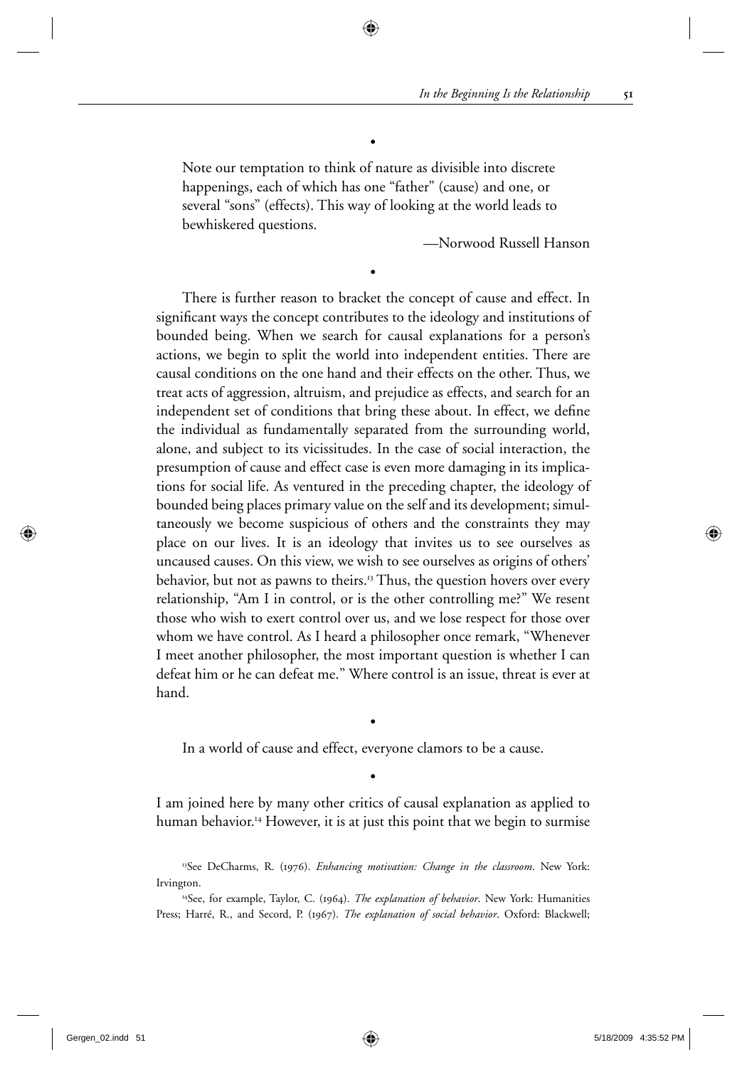•

> Note our temptation to think of nature as divisible into discrete happenings, each of which has one "father" (cause) and one, or several "sons" (effects). This way of looking at the world leads to bewhiskered questions.
>
> —Norwood Russell Hanson

•

There is further reason to bracket the concept of cause and effect. In significant ways the concept contributes to the ideology and institutions of bounded being. When we search for causal explanations for a person's actions, we begin to split the world into independent entities. There are causal conditions on the one hand and their effects on the other. Thus, we treat acts of aggression, altruism, and prejudice as effects, and search for an independent set of conditions that bring these about. In effect, we define the individual as fundamentally separated from the surrounding world, alone, and subject to its vicissitudes. In the case of social interaction, the presumption of cause and effect case is even more damaging in its implications for social life. As ventured in the preceding chapter, the ideology of bounded being places primary value on the self and its development; simultaneously we become suspicious of others and the constraints they may place on our lives. It is an ideology that invites us to see ourselves as uncaused causes. On this view, we wish to see ourselves as origins of others' behavior, but not as pawns to theirs.[13] Thus, the question hovers over every relationship, "Am I in control, or is the other controlling me?" We resent those who wish to exert control over us, and we lose respect for those over whom we have control. As I heard a philosopher once remark, "Whenever I meet another philosopher, the most important question is whether I can defeat him or he can defeat me." Where control is an issue, threat is ever at hand.

•

In a world of cause and effect, everyone clamors to be a cause.

•

I am joined here by many other critics of causal explanation as applied to human behavior.[14] However, it is at just this point that we begin to surmise

[13] See DeCharms, R. (1976). *Enhancing motivation: Change in the classroom*. New York: Irvington.

[14] See, for example, Taylor, C. (1964). *The explanation of behavior*. New York: Humanities Press; Harré, R., and Secord, P. (1967). *The explanation of social behavior*. Oxford: Blackwell;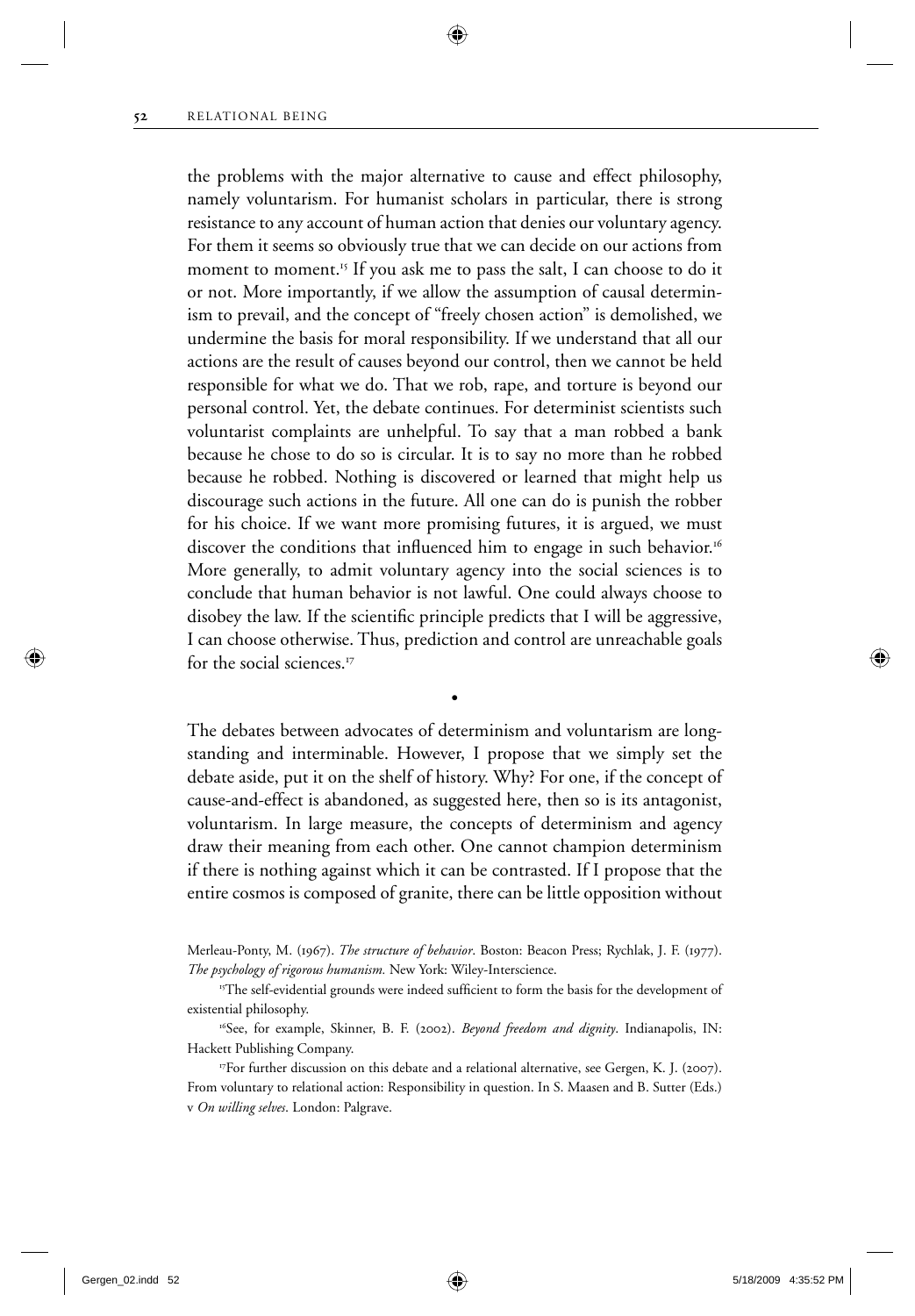the problems with the major alternative to cause and effect philosophy, namely voluntarism. For humanist scholars in particular, there is strong resistance to any account of human action that denies our voluntary agency. For them it seems so obviously true that we can decide on our actions from moment to moment.[15] If you ask me to pass the salt, I can choose to do it or not. More importantly, if we allow the assumption of causal determinism to prevail, and the concept of "freely chosen action" is demolished, we undermine the basis for moral responsibility. If we understand that all our actions are the result of causes beyond our control, then we cannot be held responsible for what we do. That we rob, rape, and torture is beyond our personal control. Yet, the debate continues. For determinist scientists such voluntarist complaints are unhelpful. To say that a man robbed a bank because he chose to do so is circular. It is to say no more than he robbed because he robbed. Nothing is discovered or learned that might help us discourage such actions in the future. All one can do is punish the robber for his choice. If we want more promising futures, it is argued, we must discover the conditions that influenced him to engage in such behavior.[16] More generally, to admit voluntary agency into the social sciences is to conclude that human behavior is not lawful. One could always choose to disobey the law. If the scientific principle predicts that I will be aggressive, I can choose otherwise. Thus, prediction and control are unreachable goals for the social sciences.[17]

•

The debates between advocates of determinism and voluntarism are longstanding and interminable. However, I propose that we simply set the debate aside, put it on the shelf of history. Why? For one, if the concept of cause-and-effect is abandoned, as suggested here, then so is its antagonist, voluntarism. In large measure, the concepts of determinism and agency draw their meaning from each other. One cannot champion determinism if there is nothing against which it can be contrasted. If I propose that the entire cosmos is composed of granite, there can be little opposition without

Merleau-Ponty, M. (1967). *The structure of behavior*. Boston: Beacon Press; Rychlak, J. F. (1977). *The psychology of rigorous humanism.* New York: Wiley-Interscience.

[15]The self-evidential grounds were indeed sufficient to form the basis for the development of existential philosophy.

[16]See, for example, Skinner, B. F. (2002). *Beyond freedom and dignity*. Indianapolis, IN: Hackett Publishing Company.

[17]For further discussion on this debate and a relational alternative, see Gergen, K. J. (2007). From voluntary to relational action: Responsibility in question. In S. Maasen and B. Sutter (Eds.) v *On willing selves*. London: Palgrave.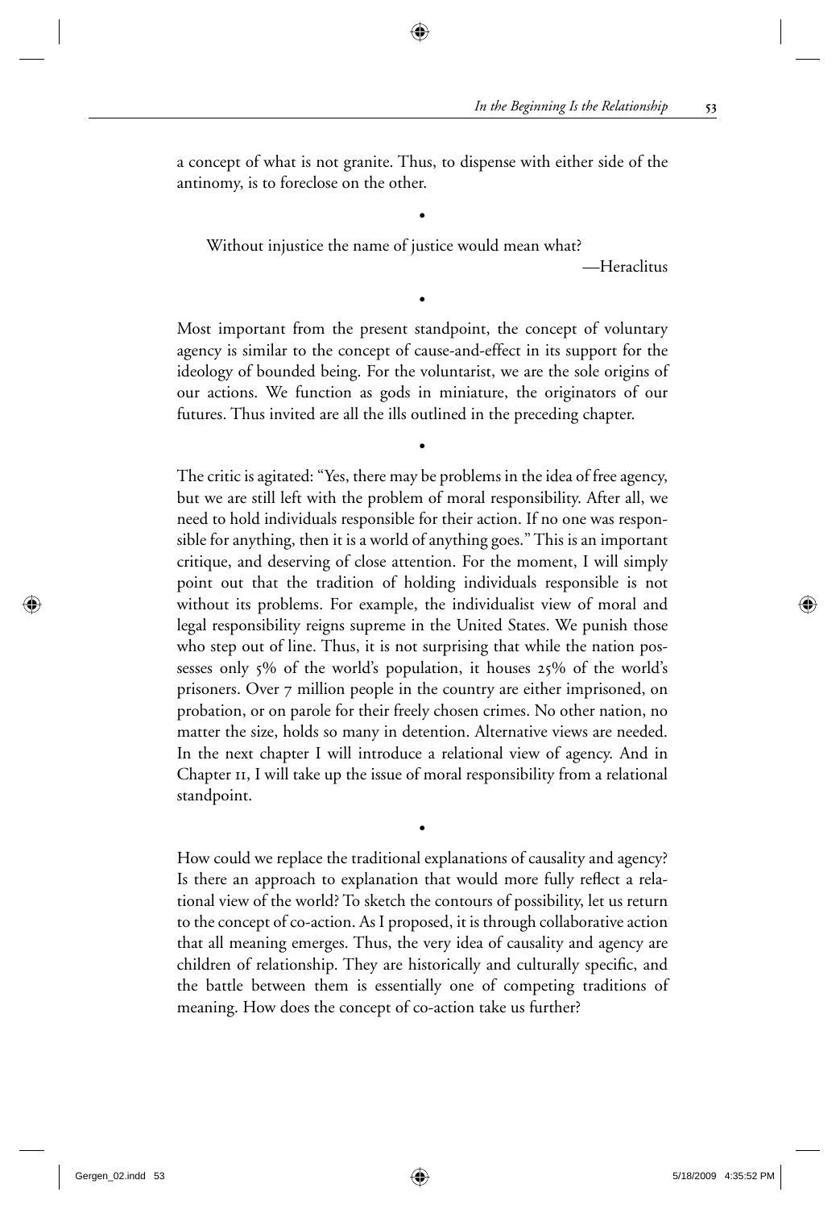a concept of what is not granite. Thus, to dispense with either side of the antinomy, is to foreclose on the other.

•

> Without injustice the name of justice would mean what?
>
> —Heraclitus

•

Most important from the present standpoint, the concept of voluntary agency is similar to the concept of cause-and-effect in its support for the ideology of bounded being. For the voluntarist, we are the sole origins of our actions. We function as gods in miniature, the originators of our futures. Thus invited are all the ills outlined in the preceding chapter.

•

The critic is agitated: "Yes, there may be problems in the idea of free agency, but we are still left with the problem of moral responsibility. After all, we need to hold individuals responsible for their action. If no one was responsible for anything, then it is a world of anything goes." This is an important critique, and deserving of close attention. For the moment, I will simply point out that the tradition of holding individuals responsible is not without its problems. For example, the individualist view of moral and legal responsibility reigns supreme in the United States. We punish those who step out of line. Thus, it is not surprising that while the nation possesses only 5% of the world's population, it houses 25% of the world's prisoners. Over 7 million people in the country are either imprisoned, on probation, or on parole for their freely chosen crimes. No other nation, no matter the size, holds so many in detention. Alternative views are needed. In the next chapter I will introduce a relational view of agency. And in Chapter 11, I will take up the issue of moral responsibility from a relational standpoint.

•

How could we replace the traditional explanations of causality and agency? Is there an approach to explanation that would more fully reflect a relational view of the world? To sketch the contours of possibility, let us return to the concept of co-action. As I proposed, it is through collaborative action that all meaning emerges. Thus, the very idea of causality and agency are children of relationship. They are historically and culturally specific, and the battle between them is essentially one of competing traditions of meaning. How does the concept of co-action take us further?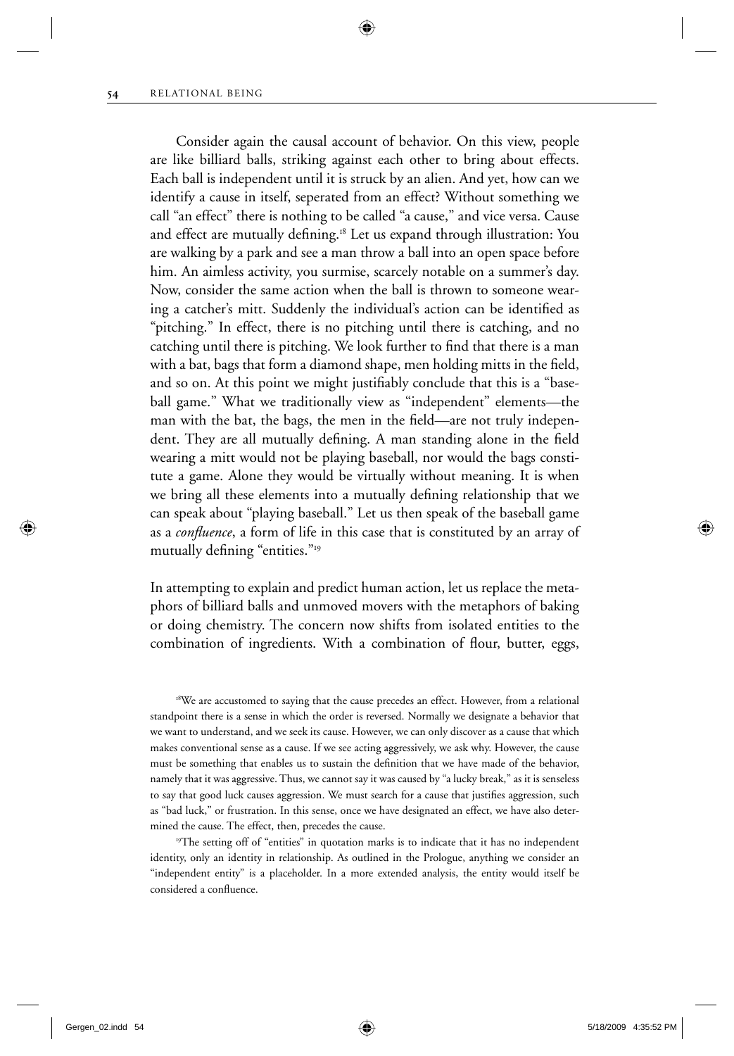Consider again the causal account of behavior. On this view, people are like billiard balls, striking against each other to bring about effects. Each ball is independent until it is struck by an alien. And yet, how can we identify a cause in itself, seperated from an effect? Without something we call "an effect" there is nothing to be called "a cause," and vice versa. Cause and effect are mutually defining.[18] Let us expand through illustration: You are walking by a park and see a man throw a ball into an open space before him. An aimless activity, you surmise, scarcely notable on a summer's day. Now, consider the same action when the ball is thrown to someone wearing a catcher's mitt. Suddenly the individual's action can be identified as "pitching." In effect, there is no pitching until there is catching, and no catching until there is pitching. We look further to find that there is a man with a bat, bags that form a diamond shape, men holding mitts in the field, and so on. At this point we might justifiably conclude that this is a "baseball game." What we traditionally view as "independent" elements—the man with the bat, the bags, the men in the field—are not truly independent. They are all mutually defining. A man standing alone in the field wearing a mitt would not be playing baseball, nor would the bags constitute a game. Alone they would be virtually without meaning. It is when we bring all these elements into a mutually defining relationship that we can speak about "playing baseball." Let us then speak of the baseball game as a *confluence*, a form of life in this case that is constituted by an array of mutually defining "entities."[19]

In attempting to explain and predict human action, let us replace the metaphors of billiard balls and unmoved movers with the metaphors of baking or doing chemistry. The concern now shifts from isolated entities to the combination of ingredients. With a combination of flour, butter, eggs,

[18]We are accustomed to saying that the cause precedes an effect. However, from a relational standpoint there is a sense in which the order is reversed. Normally we designate a behavior that we want to understand, and we seek its cause. However, we can only discover as a cause that which makes conventional sense as a cause. If we see acting aggressively, we ask why. However, the cause must be something that enables us to sustain the definition that we have made of the behavior, namely that it was aggressive. Thus, we cannot say it was caused by "a lucky break," as it is senseless to say that good luck causes aggression. We must search for a cause that justifies aggression, such as "bad luck," or frustration. In this sense, once we have designated an effect, we have also determined the cause. The effect, then, precedes the cause.

[19]The setting off of "entities" in quotation marks is to indicate that it has no independent identity, only an identity in relationship. As outlined in the Prologue, anything we consider an "independent entity" is a placeholder. In a more extended analysis, the entity would itself be considered a confluence.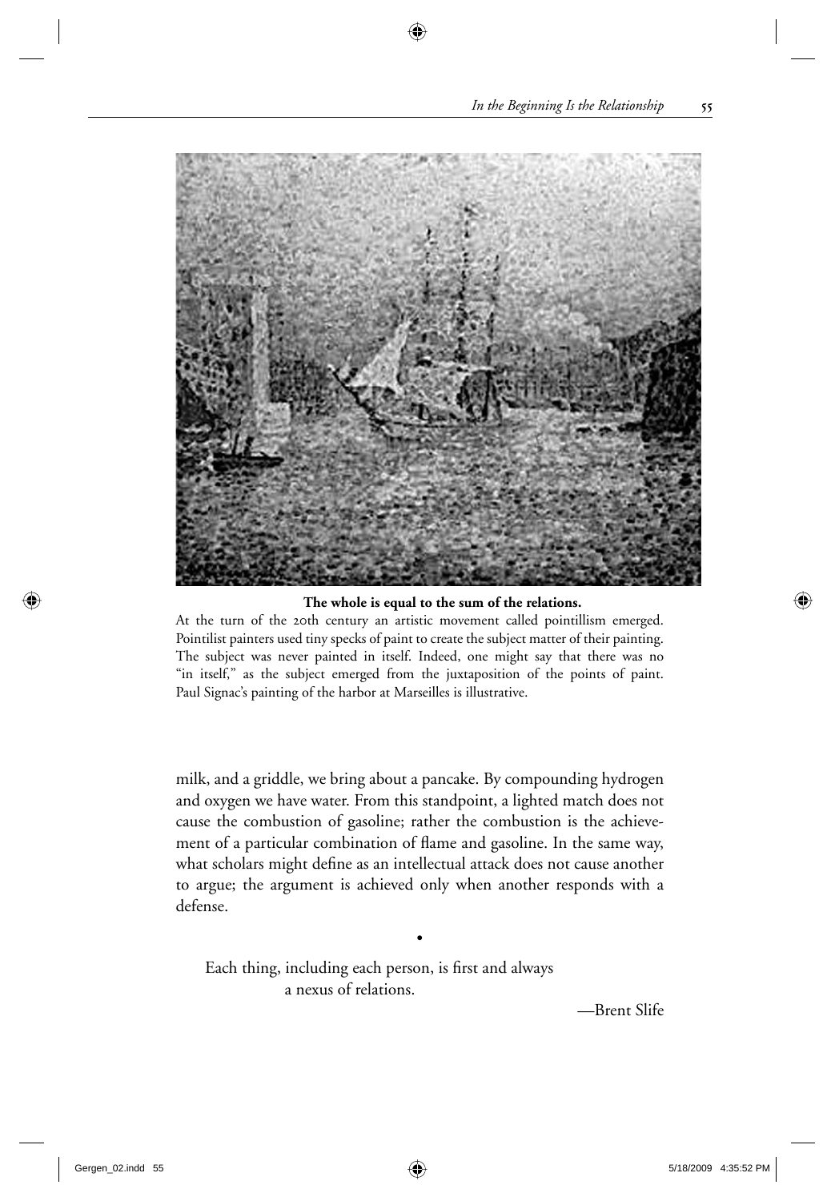**The whole is equal to the sum of the relations.**

At the turn of the 20th century an artistic movement called pointillism emerged. Pointilist painters used tiny specks of paint to create the subject matter of their painting. The subject was never painted in itself. Indeed, one might say that there was no "in itself," as the subject emerged from the juxtaposition of the points of paint. Paul Signac's painting of the harbor at Marseilles is illustrative.

milk, and a griddle, we bring about a pancake. By compounding hydrogen and oxygen we have water. From this standpoint, a lighted match does not cause the combustion of gasoline; rather the combustion is the achievement of a particular combination of flame and gasoline. In the same way, what scholars might define as an intellectual attack does not cause another to argue; the argument is achieved only when another responds with a defense.

•

> Each thing, including each person, is first and always
> a nexus of relations.
>
> —Brent Slife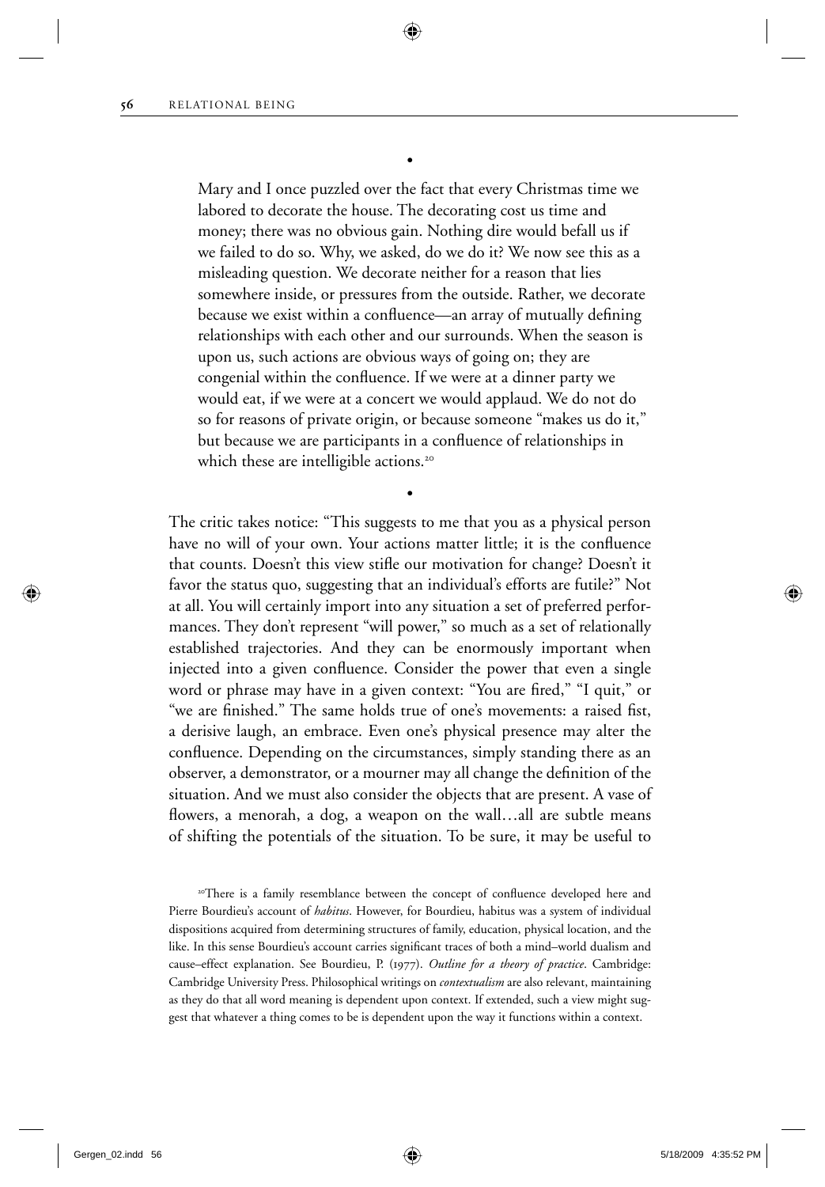•

> Mary and I once puzzled over the fact that every Christmas time we labored to decorate the house. The decorating cost us time and money; there was no obvious gain. Nothing dire would befall us if we failed to do so. Why, we asked, do we do it? We now see this as a misleading question. We decorate neither for a reason that lies somewhere inside, or pressures from the outside. Rather, we decorate because we exist within a confluence—an array of mutually defining relationships with each other and our surrounds. When the season is upon us, such actions are obvious ways of going on; they are congenial within the confluence. If we were at a dinner party we would eat, if we were at a concert we would applaud. We do not do so for reasons of private origin, or because someone "makes us do it," but because we are participants in a confluence of relationships in which these are intelligible actions.[20]

•

The critic takes notice: "This suggests to me that you as a physical person have no will of your own. Your actions matter little; it is the confluence that counts. Doesn't this view stifle our motivation for change? Doesn't it favor the status quo, suggesting that an individual's efforts are futile?" Not at all. You will certainly import into any situation a set of preferred performances. They don't represent "will power," so much as a set of relationally established trajectories. And they can be enormously important when injected into a given confluence. Consider the power that even a single word or phrase may have in a given context: "You are fired," "I quit," or "we are finished." The same holds true of one's movements: a raised fist, a derisive laugh, an embrace. Even one's physical presence may alter the confluence. Depending on the circumstances, simply standing there as an observer, a demonstrator, or a mourner may all change the definition of the situation. And we must also consider the objects that are present. A vase of flowers, a menorah, a dog, a weapon on the wall…all are subtle means of shifting the potentials of the situation. To be sure, it may be useful to

[20] There is a family resemblance between the concept of confluence developed here and Pierre Bourdieu's account of *habitus*. However, for Bourdieu, habitus was a system of individual dispositions acquired from determining structures of family, education, physical location, and the like. In this sense Bourdieu's account carries significant traces of both a mind–world dualism and cause–effect explanation. See Bourdieu, P. (1977). *Outline for a theory of practice*. Cambridge: Cambridge University Press. Philosophical writings on *contextualism* are also relevant, maintaining as they do that all word meaning is dependent upon context. If extended, such a view might suggest that whatever a thing comes to be is dependent upon the way it functions within a context.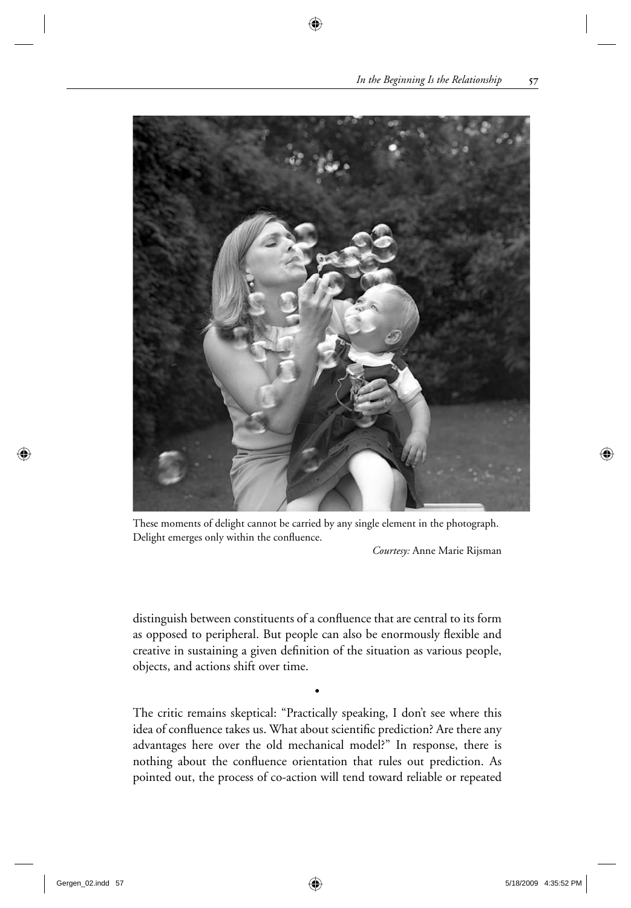These moments of delight cannot be carried by any single element in the photograph. Delight emerges only within the confluence.

*Courtesy:* Anne Marie Rijsman

distinguish between constituents of a confluence that are central to its form as opposed to peripheral. But people can also be enormously flexible and creative in sustaining a given definition of the situation as various people, objects, and actions shift over time.

•

The critic remains skeptical: "Practically speaking, I don't see where this idea of confluence takes us. What about scientific prediction? Are there any advantages here over the old mechanical model?" In response, there is nothing about the confluence orientation that rules out prediction. As pointed out, the process of co-action will tend toward reliable or repeated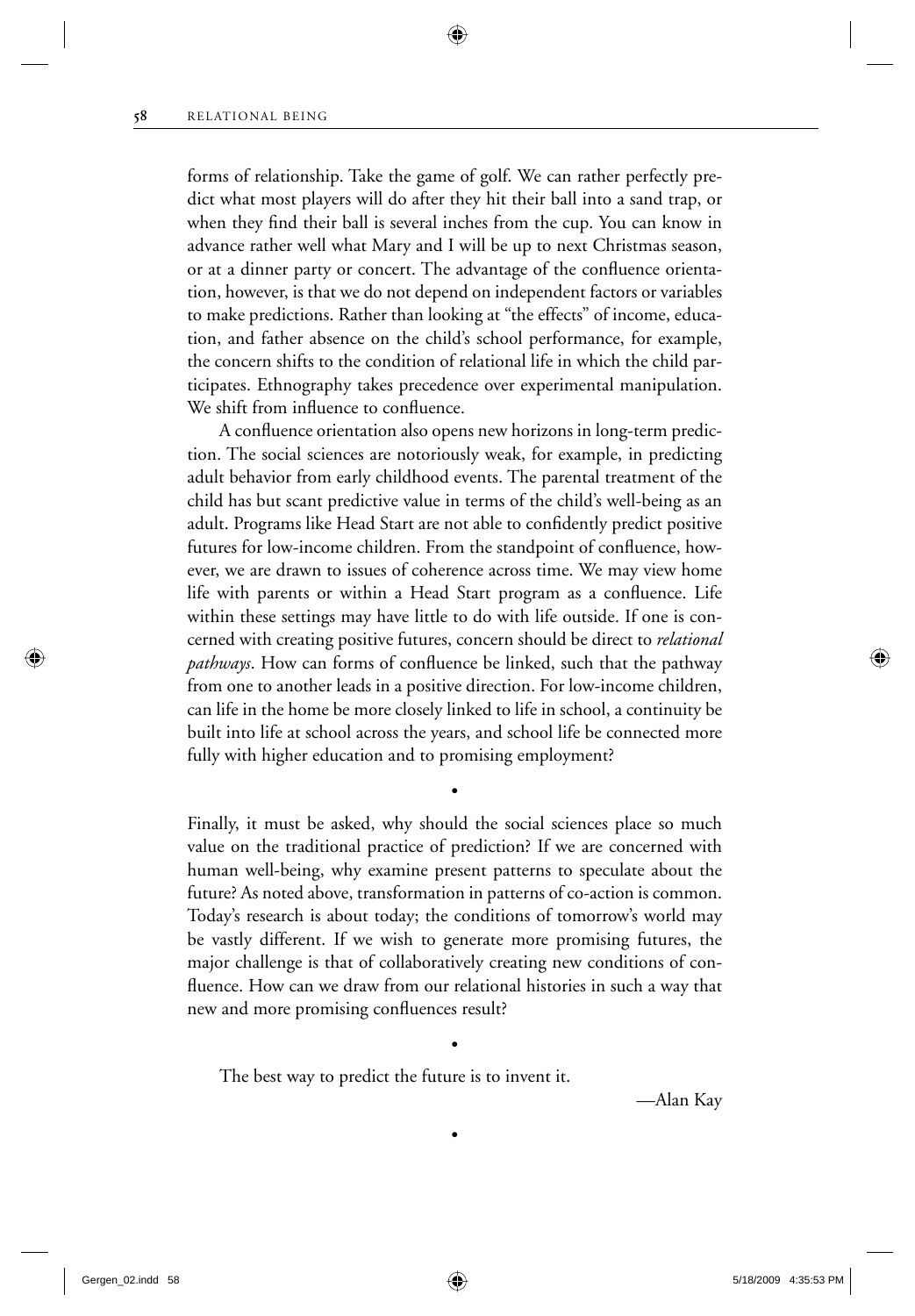forms of relationship. Take the game of golf. We can rather perfectly predict what most players will do after they hit their ball into a sand trap, or when they find their ball is several inches from the cup. You can know in advance rather well what Mary and I will be up to next Christmas season, or at a dinner party or concert. The advantage of the confluence orientation, however, is that we do not depend on independent factors or variables to make predictions. Rather than looking at "the effects" of income, education, and father absence on the child's school performance, for example, the concern shifts to the condition of relational life in which the child participates. Ethnography takes precedence over experimental manipulation. We shift from influence to confluence.

A confluence orientation also opens new horizons in long-term prediction. The social sciences are notoriously weak, for example, in predicting adult behavior from early childhood events. The parental treatment of the child has but scant predictive value in terms of the child's well-being as an adult. Programs like Head Start are not able to confidently predict positive futures for low-income children. From the standpoint of confluence, however, we are drawn to issues of coherence across time. We may view home life with parents or within a Head Start program as a confluence. Life within these settings may have little to do with life outside. If one is concerned with creating positive futures, concern should be direct to *relational pathways*. How can forms of confluence be linked, such that the pathway from one to another leads in a positive direction. For low-income children, can life in the home be more closely linked to life in school, a continuity be built into life at school across the years, and school life be connected more fully with higher education and to promising employment?

•

Finally, it must be asked, why should the social sciences place so much value on the traditional practice of prediction? If we are concerned with human well-being, why examine present patterns to speculate about the future? As noted above, transformation in patterns of co-action is common. Today's research is about today; the conditions of tomorrow's world may be vastly different. If we wish to generate more promising futures, the major challenge is that of collaboratively creating new conditions of confluence. How can we draw from our relational histories in such a way that new and more promising confluences result?

•

The best way to predict the future is to invent it.

—Alan Kay

•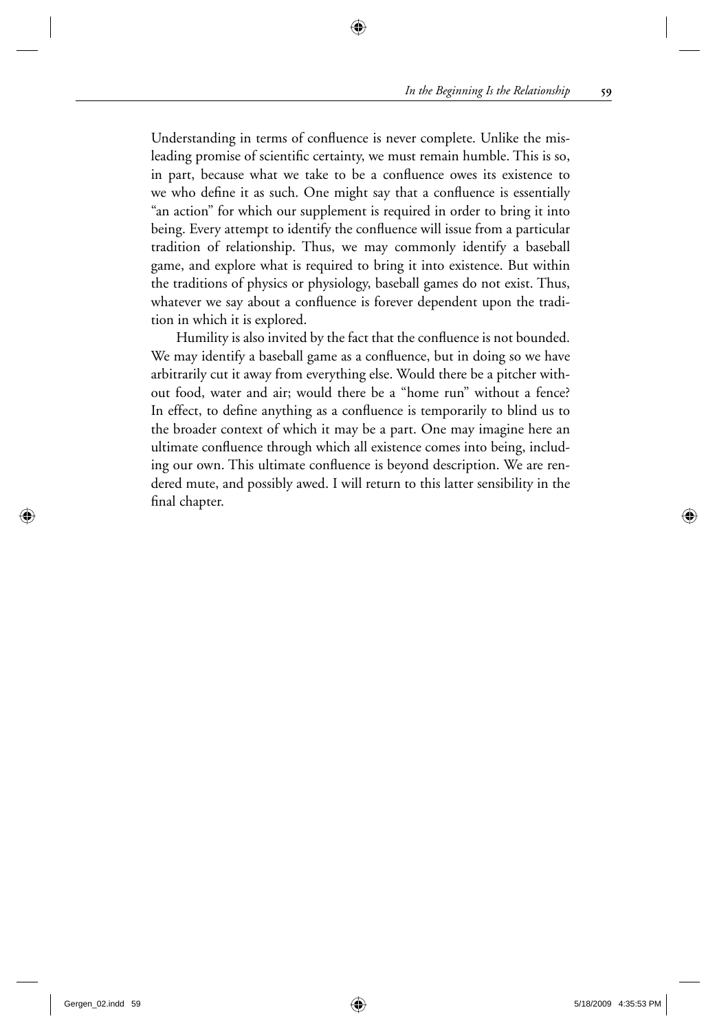Understanding in terms of confluence is never complete. Unlike the misleading promise of scientific certainty, we must remain humble. This is so, in part, because what we take to be a confluence owes its existence to we who define it as such. One might say that a confluence is essentially "an action" for which our supplement is required in order to bring it into being. Every attempt to identify the confluence will issue from a particular tradition of relationship. Thus, we may commonly identify a baseball game, and explore what is required to bring it into existence. But within the traditions of physics or physiology, baseball games do not exist. Thus, whatever we say about a confluence is forever dependent upon the tradition in which it is explored.

Humility is also invited by the fact that the confluence is not bounded. We may identify a baseball game as a confluence, but in doing so we have arbitrarily cut it away from everything else. Would there be a pitcher without food, water and air; would there be a "home run" without a fence? In effect, to define anything as a confluence is temporarily to blind us to the broader context of which it may be a part. One may imagine here an ultimate confluence through which all existence comes into being, including our own. This ultimate confluence is beyond description. We are rendered mute, and possibly awed. I will return to this latter sensibility in the final chapter.